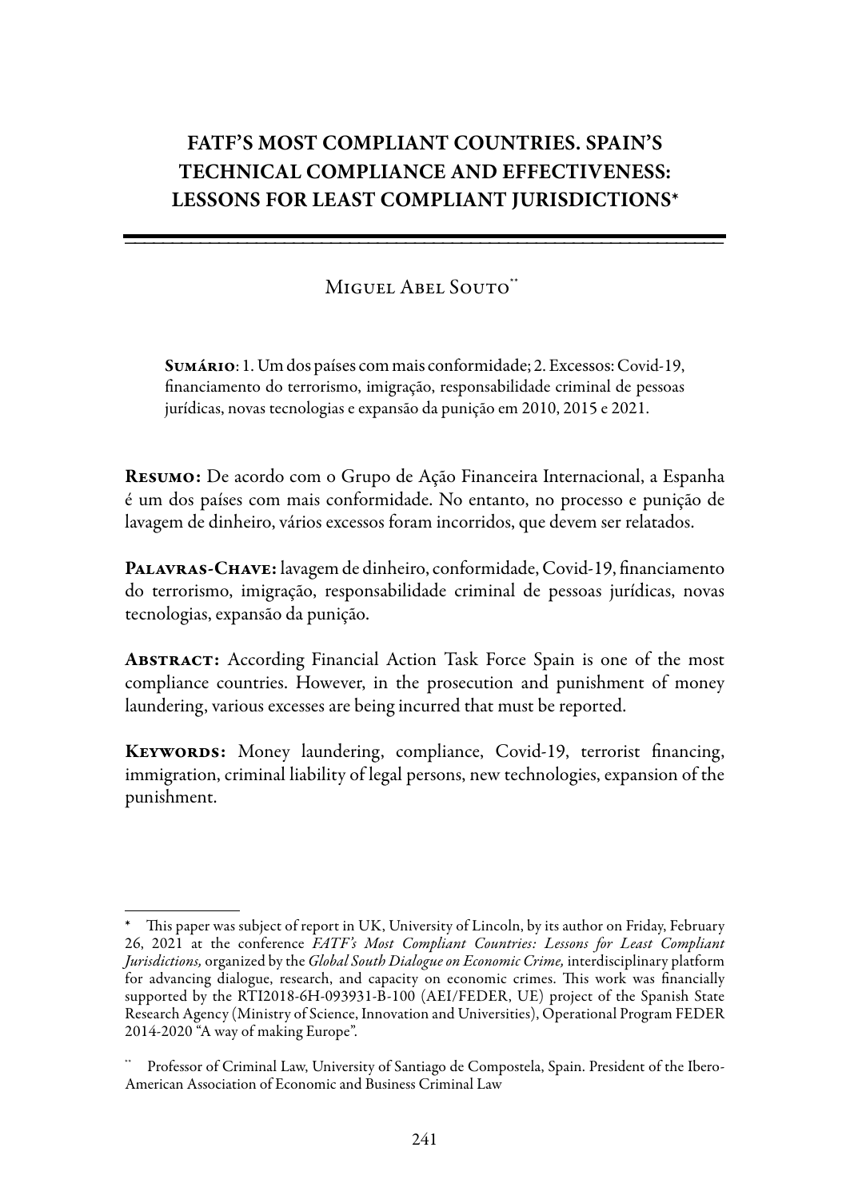# FATF'S MOST COMPLIANT COUNTRIES. SPAIN'S TECHNICAL COMPLIANCE AND EFFECTIVENESS: LESSONS FOR LEAST COMPLIANT JURISDICTIONS*

Miguel Abel Souto**

**Sumário**: 1. Um dos países com mais conformidade; 2. Excessos: Covid-19, financiamento do terrorismo, imigração, responsabilidade criminal de pessoas jurídicas, novas tecnologias e expansão da punição em 2010, 2015 e 2021.

**Resumo:** De acordo com o Grupo de Ação Financeira Internacional, a Espanha é um dos países com mais conformidade. No entanto, no processo e punição de lavagem de dinheiro, vários excessos foram incorridos, que devem ser relatados.

**Palavras-Chave:** lavagem de dinheiro, conformidade, Covid-19, financiamento do terrorismo, imigração, responsabilidade criminal de pessoas jurídicas, novas tecnologias, expansão da punição.

**Abstract:** According Financial Action Task Force Spain is one of the most compliance countries. However, in the prosecution and punishment of money laundering, various excesses are being incurred that must be reported.

**Keywords:** Money laundering, compliance, Covid-19, terrorist financing, immigration, criminal liability of legal persons, new technologies, expansion of the punishment.

---

\* This paper was subject of report in UK, University of Lincoln, by its author on Friday, February 26, 2021 at the conference *FATF's Most Compliant Countries: Lessons for Least Compliant Jurisdictions,* organized by the *Global South Dialogue on Economic Crime,* interdisciplinary platform for advancing dialogue, research, and capacity on economic crimes. This work was financially supported by the RTI2018-6H-093931-B-100 (AEI/FEDER, UE) project of the Spanish State Research Agency (Ministry of Science, Innovation and Universities), Operational Program FEDER 2014-2020 "A way of making Europe".

\** Professor of Criminal Law, University of Santiago de Compostela, Spain. President of the Ibero-American Association of Economic and Business Criminal Law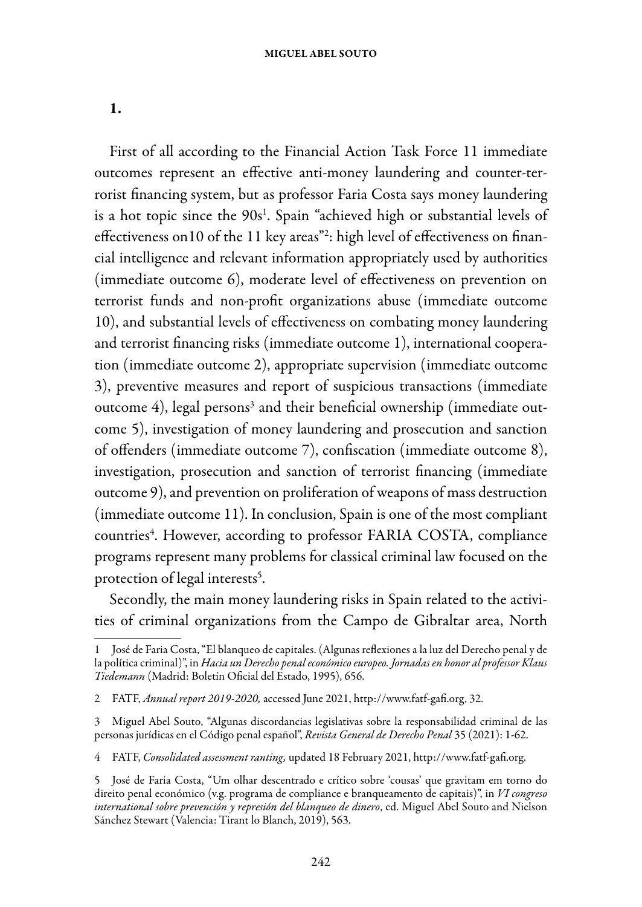## 1.

First of all according to the Financial Action Task Force 11 immediate outcomes represent an effective anti-money laundering and counter-terrorist financing system, but as professor Faria Costa says money laundering is a hot topic since the 90s[1]. Spain "achieved high or substantial levels of effectiveness on10 of the 11 key areas"[2]: high level of effectiveness on financial intelligence and relevant information appropriately used by authorities (immediate outcome 6), moderate level of effectiveness on prevention on terrorist funds and non-profit organizations abuse (immediate outcome 10), and substantial levels of effectiveness on combating money laundering and terrorist financing risks (immediate outcome 1), international cooperation (immediate outcome 2), appropriate supervision (immediate outcome 3), preventive measures and report of suspicious transactions (immediate outcome 4), legal persons[3] and their beneficial ownership (immediate outcome 5), investigation of money laundering and prosecution and sanction of offenders (immediate outcome 7), confiscation (immediate outcome 8), investigation, prosecution and sanction of terrorist financing (immediate outcome 9), and prevention on proliferation of weapons of mass destruction (immediate outcome 11). In conclusion, Spain is one of the most compliant countries[4]. However, according to professor FARIA COSTA, compliance programs represent many problems for classical criminal law focused on the protection of legal interests[5].

Secondly, the main money laundering risks in Spain related to the activities of criminal organizations from the Campo de Gibraltar area, North

---

1 José de Faria Costa, "El blanqueo de capitales. (Algunas reflexiones a la luz del Derecho penal y de la política criminal)", in *Hacia un Derecho penal económico europeo. Jornadas en honor al professor Klaus Tiedemann* (Madrid: Boletín Oficial del Estado, 1995), 656.

2 FATF, *Annual report 2019-2020,* accessed June 2021, http://www.fatf-gafi.org, 32.

3 Miguel Abel Souto, "Algunas discordancias legislativas sobre la responsabilidad criminal de las personas jurídicas en el Código penal español", *Revista General de Derecho Penal* 35 (2021): 1-62.

4 FATF, *Consolidated assessment ranting,* updated 18 February 2021, http://www.fatf-gafi.org.

5 José de Faria Costa, "Um olhar descentrado e crítico sobre 'cousas' que gravitam em torno do direito penal económico (v.g. programa de compliance e branqueamento de capitais)", in *VI congreso international sobre prevención y represión del blanqueo de dinero*, ed. Miguel Abel Souto and Nielson Sánchez Stewart (Valencia: Tirant lo Blanch, 2019), 563.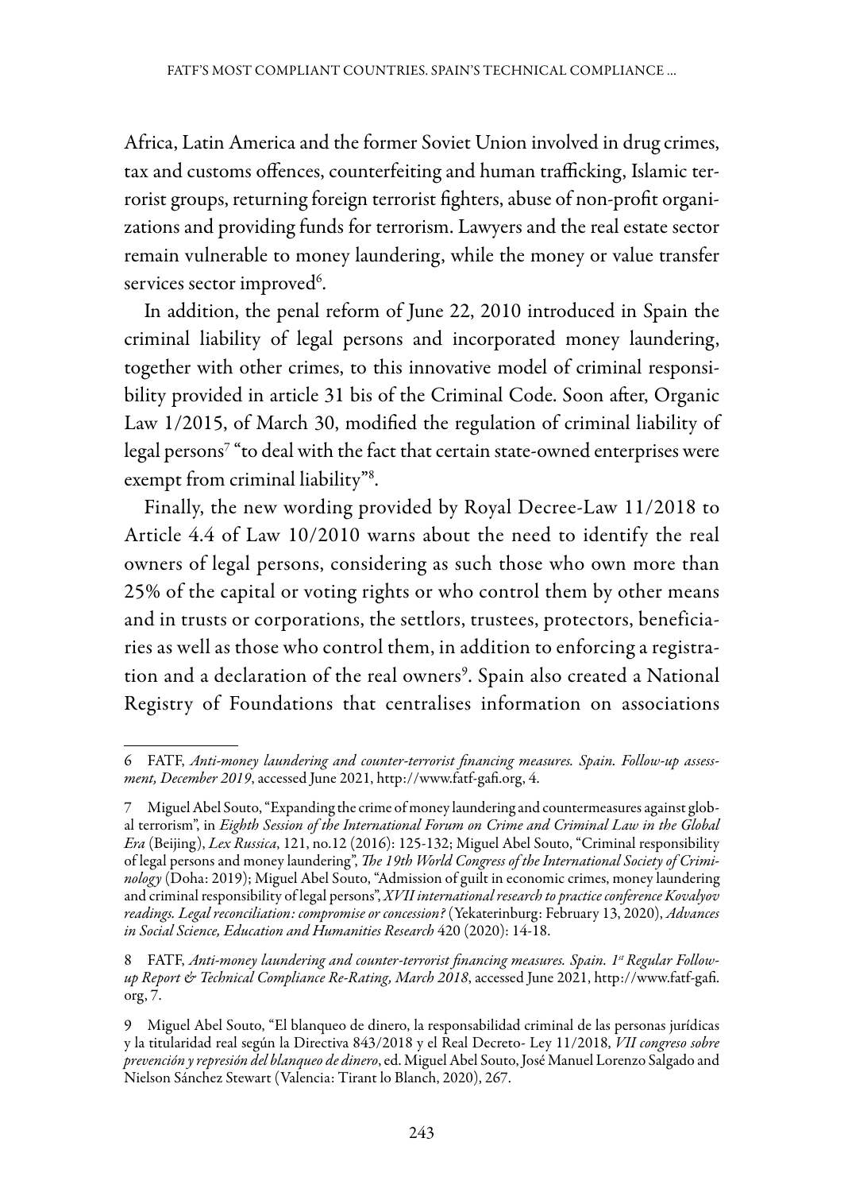Africa, Latin America and the former Soviet Union involved in drug crimes, tax and customs offences, counterfeiting and human trafficking, Islamic terrorist groups, returning foreign terrorist fighters, abuse of non-profit organizations and providing funds for terrorism. Lawyers and the real estate sector remain vulnerable to money laundering, while the money or value transfer services sector improved[6].

In addition, the penal reform of June 22, 2010 introduced in Spain the criminal liability of legal persons and incorporated money laundering, together with other crimes, to this innovative model of criminal responsibility provided in article 31 bis of the Criminal Code. Soon after, Organic Law 1/2015, of March 30, modified the regulation of criminal liability of legal persons[7] "to deal with the fact that certain state-owned enterprises were exempt from criminal liability"[8].

Finally, the new wording provided by Royal Decree-Law 11/2018 to Article 4.4 of Law 10/2010 warns about the need to identify the real owners of legal persons, considering as such those who own more than 25% of the capital or voting rights or who control them by other means and in trusts or corporations, the settlors, trustees, protectors, beneficiaries as well as those who control them, in addition to enforcing a registration and a declaration of the real owners[9]. Spain also created a National Registry of Foundations that centralises information on associations

---

6 FATF, *Anti-money laundering and counter-terrorist financing measures. Spain. Follow-up assessment, December 2019*, accessed June 2021, http://www.fatf-gafi.org, 4.

7 Miguel Abel Souto, "Expanding the crime of money laundering and countermeasures against global terrorism", in *Eighth Session of the International Forum on Crime and Criminal Law in the Global Era* (Beijing), *Lex Russica*, 121, no.12 (2016): 125-132; Miguel Abel Souto, "Criminal responsibility of legal persons and money laundering", *The 19th World Congress of the International Society of Criminology* (Doha: 2019); Miguel Abel Souto, "Admission of guilt in economic crimes, money laundering and criminal responsibility of legal persons", *XVII international research to practice conference Kovalyov readings. Legal reconciliation: compromise or concession?* (Yekaterinburg: February 13, 2020), *Advances in Social Science, Education and Humanities Research* 420 (2020): 14-18.

8 FATF, *Anti-money laundering and counter-terrorist financing measures. Spain. 1st Regular Follow-up Report & Technical Compliance Re-Rating, March 2018*, accessed June 2021, http://www.fatf-gafi.org, 7.

9 Miguel Abel Souto, "El blanqueo de dinero, la responsabilidad criminal de las personas jurídicas y la titularidad real según la Directiva 843/2018 y el Real Decreto- Ley 11/2018, *VII congreso sobre prevención y represión del blanqueo de dinero*, ed. Miguel Abel Souto, José Manuel Lorenzo Salgado and Nielson Sánchez Stewart (Valencia: Tirant lo Blanch, 2020), 267.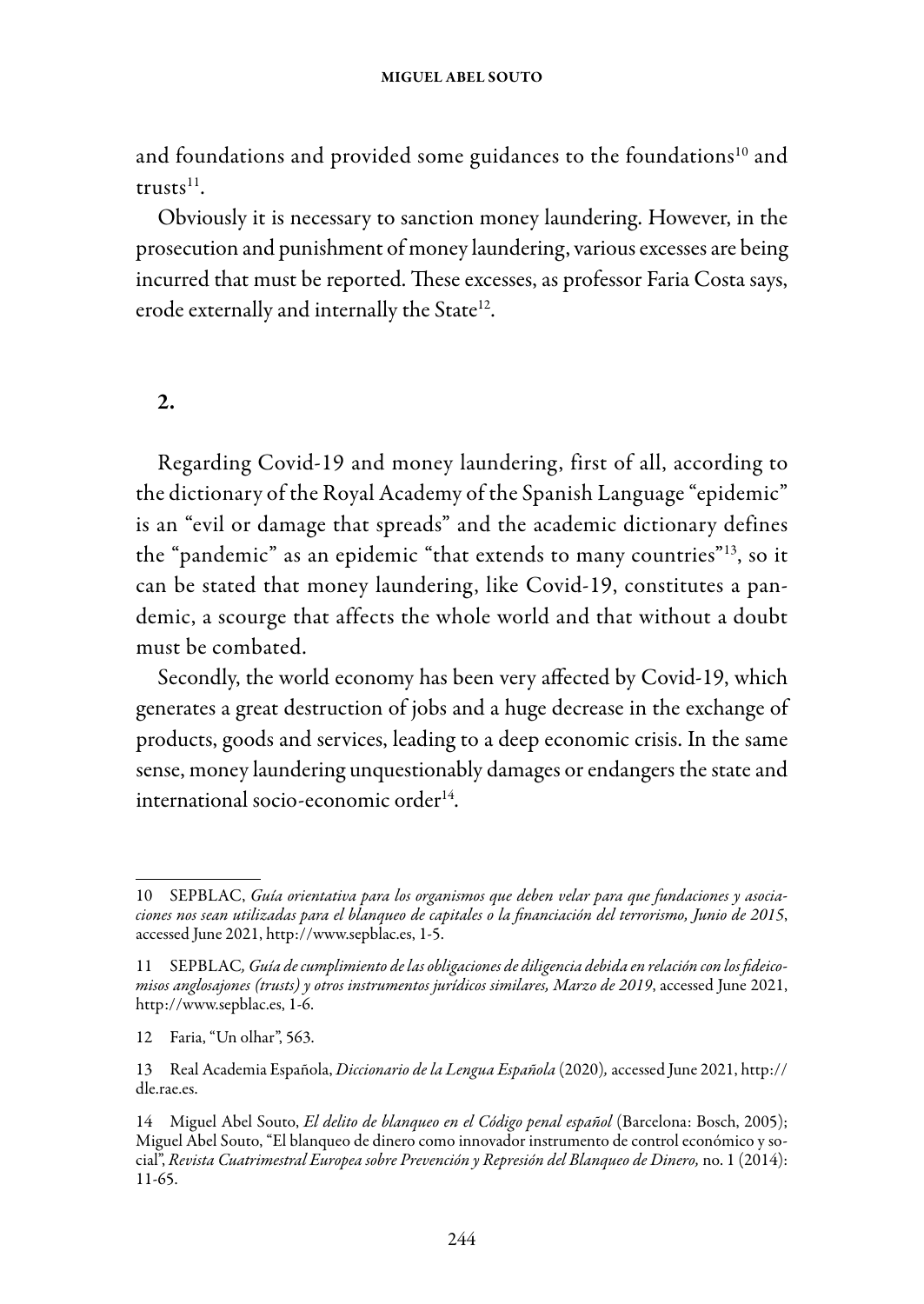and foundations and provided some guidances to the foundations[10] and trusts[11].

Obviously it is necessary to sanction money laundering. However, in the prosecution and punishment of money laundering, various excesses are being incurred that must be reported. These excesses, as professor Faria Costa says, erode externally and internally the State[12].

## 2.

Regarding Covid-19 and money laundering, first of all, according to the dictionary of the Royal Academy of the Spanish Language "epidemic" is an "evil or damage that spreads" and the academic dictionary defines the "pandemic" as an epidemic "that extends to many countries"[13], so it can be stated that money laundering, like Covid-19, constitutes a pandemic, a scourge that affects the whole world and that without a doubt must be combated.

Secondly, the world economy has been very affected by Covid-19, which generates a great destruction of jobs and a huge decrease in the exchange of products, goods and services, leading to a deep economic crisis. In the same sense, money laundering unquestionably damages or endangers the state and international socio-economic order[14].

---

10 SEPBLAC, *Guía orientativa para los organismos que deben velar para que fundaciones y asociaciones nos sean utilizadas para el blanqueo de capitales o la financiación del terrorismo, Junio de 2015*, accessed June 2021, http://www.sepblac.es, 1-5.

11 SEPBLAC*, Guía de cumplimiento de las obligaciones de diligencia debida en relación con los fideicomisos anglosajones (trusts) y otros instrumentos jurídicos similares, Marzo de 2019*, accessed June 2021, http://www.sepblac.es, 1-6.

12 Faria, "Un olhar", 563.

13 Real Academia Española, *Diccionario de la Lengua Española* (2020)*,* accessed June 2021, http://dle.rae.es.

14 Miguel Abel Souto, *El delito de blanqueo en el Código penal español* (Barcelona: Bosch, 2005); Miguel Abel Souto, "El blanqueo de dinero como innovador instrumento de control económico y social", *Revista Cuatrimestral Europea sobre Prevención y Represión del Blanqueo de Dinero,* no. 1 (2014): 11-65.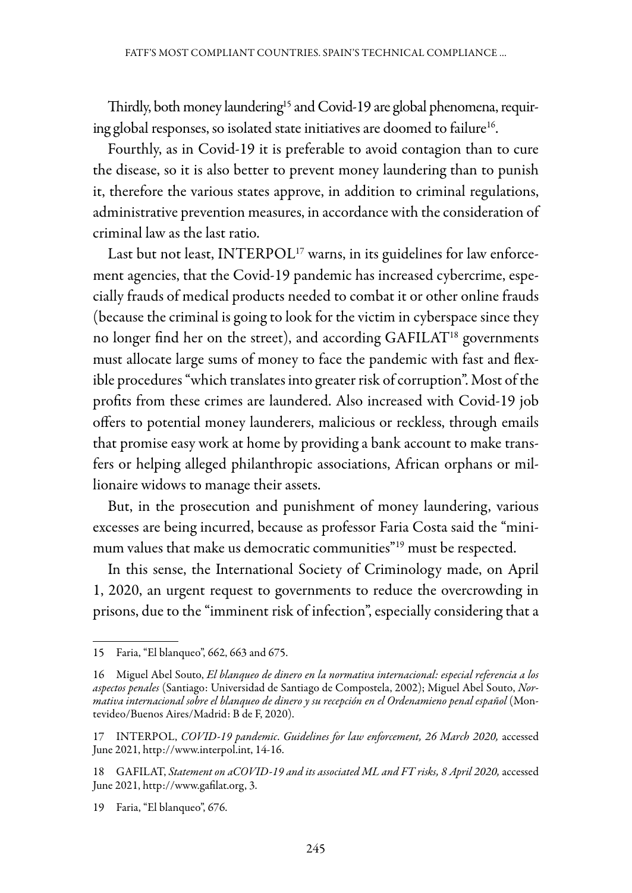Thirdly, both money laundering[15] and Covid-19 are global phenomena, requiring global responses, so isolated state initiatives are doomed to failure[16].

Fourthly, as in Covid-19 it is preferable to avoid contagion than to cure the disease, so it is also better to prevent money laundering than to punish it, therefore the various states approve, in addition to criminal regulations, administrative prevention measures, in accordance with the consideration of criminal law as the last ratio.

Last but not least, INTERPOL[17] warns, in its guidelines for law enforcement agencies, that the Covid-19 pandemic has increased cybercrime, especially frauds of medical products needed to combat it or other online frauds (because the criminal is going to look for the victim in cyberspace since they no longer find her on the street), and according GAFILAT[18] governments must allocate large sums of money to face the pandemic with fast and flexible procedures "which translates into greater risk of corruption". Most of the profits from these crimes are laundered. Also increased with Covid-19 job offers to potential money launderers, malicious or reckless, through emails that promise easy work at home by providing a bank account to make transfers or helping alleged philanthropic associations, African orphans or millionaire widows to manage their assets.

But, in the prosecution and punishment of money laundering, various excesses are being incurred, because as professor Faria Costa said the "minimum values that make us democratic communities"[19] must be respected.

In this sense, the International Society of Criminology made, on April 1, 2020, an urgent request to governments to reduce the overcrowding in prisons, due to the "imminent risk of infection", especially considering that a

---

15 Faria, "El blanqueo", 662, 663 and 675.

16 Miguel Abel Souto, *El blanqueo de dinero en la normativa internacional: especial referencia a los aspectos penales* (Santiago: Universidad de Santiago de Compostela, 2002); Miguel Abel Souto, *Normativa internacional sobre el blanqueo de dinero y su recepción en el Ordenamieno penal español* (Montevideo/Buenos Aires/Madrid: B de F, 2020).

17 INTERPOL, *COVID-19 pandemic. Guidelines for law enforcement, 26 March 2020,* accessed June 2021, http://www.interpol.int, 14-16.

18 GAFILAT, *Statement on aCOVID-19 and its associated ML and FT risks, 8 April 2020,* accessed June 2021, http://www.gafilat.org, 3.

19 Faria, "El blanqueo", 676.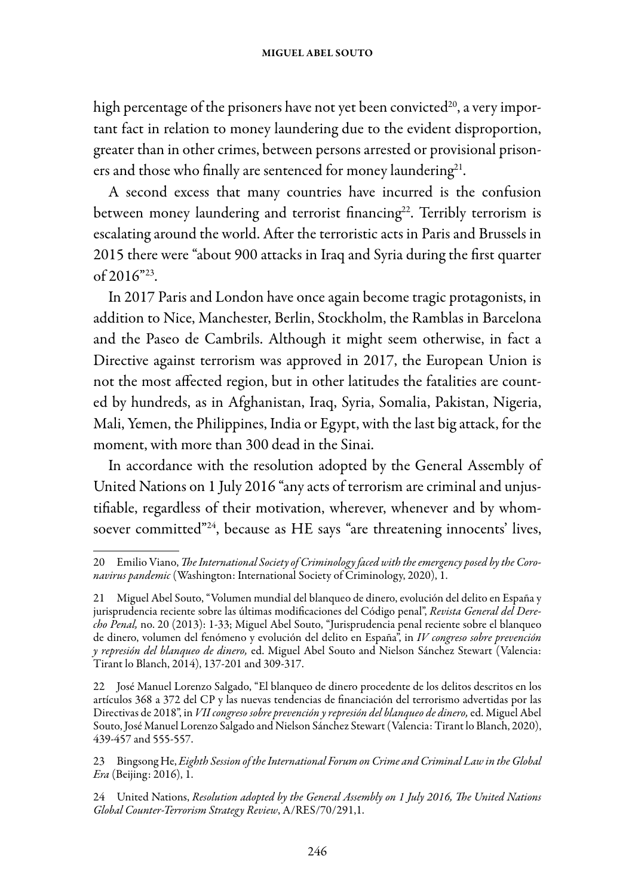high percentage of the prisoners have not yet been convicted[20], a very important fact in relation to money laundering due to the evident disproportion, greater than in other crimes, between persons arrested or provisional prisoners and those who finally are sentenced for money laundering[21].

A second excess that many countries have incurred is the confusion between money laundering and terrorist financing[22]. Terribly terrorism is escalating around the world. After the terroristic acts in Paris and Brussels in 2015 there were "about 900 attacks in Iraq and Syria during the first quarter of 2016"[23].

In 2017 Paris and London have once again become tragic protagonists, in addition to Nice, Manchester, Berlin, Stockholm, the Ramblas in Barcelona and the Paseo de Cambrils. Although it might seem otherwise, in fact a Directive against terrorism was approved in 2017, the European Union is not the most affected region, but in other latitudes the fatalities are counted by hundreds, as in Afghanistan, Iraq, Syria, Somalia, Pakistan, Nigeria, Mali, Yemen, the Philippines, India or Egypt, with the last big attack, for the moment, with more than 300 dead in the Sinai.

In accordance with the resolution adopted by the General Assembly of United Nations on 1 July 2016 "any acts of terrorism are criminal and unjustifiable, regardless of their motivation, wherever, whenever and by whomsoever committed"[24], because as HE says "are threatening innocents' lives,

---

20 Emilio Viano, *The International Society of Criminology faced with the emergency posed by the Coronavirus pandemic* (Washington: International Society of Criminology, 2020), 1.

21 Miguel Abel Souto, "Volumen mundial del blanqueo de dinero, evolución del delito en España y jurisprudencia reciente sobre las últimas modificaciones del Código penal", *Revista General del Derecho Penal,* no. 20 (2013): 1-33; Miguel Abel Souto, "Jurisprudencia penal reciente sobre el blanqueo de dinero, volumen del fenómeno y evolución del delito en España", in *IV congreso sobre prevención y represión del blanqueo de dinero,* ed. Miguel Abel Souto and Nielson Sánchez Stewart (Valencia: Tirant lo Blanch, 2014), 137-201 and 309-317.

22 José Manuel Lorenzo Salgado, "El blanqueo de dinero procedente de los delitos descritos en los artículos 368 a 372 del CP y las nuevas tendencias de financiación del terrorismo advertidas por las Directivas de 2018", in *VII congreso sobre prevención y represión del blanqueo de dinero,* ed. Miguel Abel Souto, José Manuel Lorenzo Salgado and Nielson Sánchez Stewart (Valencia: Tirant lo Blanch, 2020), 439-457 and 555-557.

23 Bingsong He, *Eighth Session of the International Forum on Crime and Criminal Law in the Global Era* (Beijing: 2016), 1.

24 United Nations, *Resolution adopted by the General Assembly on 1 July 2016, The United Nations Global Counter-Terrorism Strategy Review*, A/RES/70/291,1.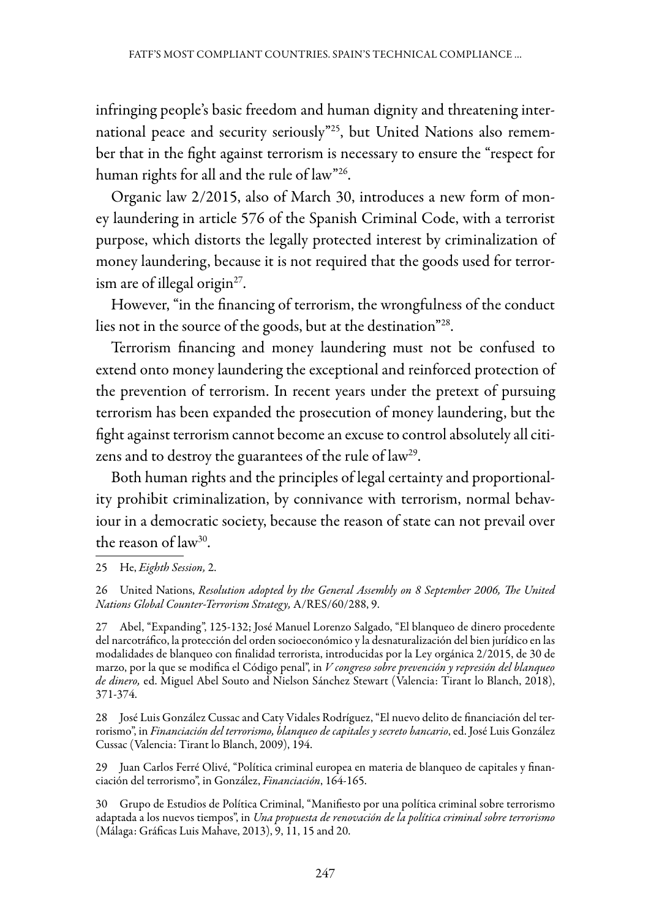infringing people's basic freedom and human dignity and threatening international peace and security seriously"[25], but United Nations also remember that in the fight against terrorism is necessary to ensure the "respect for human rights for all and the rule of law"[26].

Organic law 2/2015, also of March 30, introduces a new form of money laundering in article 576 of the Spanish Criminal Code, with a terrorist purpose, which distorts the legally protected interest by criminalization of money laundering, because it is not required that the goods used for terrorism are of illegal origin[27].

However, "in the financing of terrorism, the wrongfulness of the conduct lies not in the source of the goods, but at the destination"[28].

Terrorism financing and money laundering must not be confused to extend onto money laundering the exceptional and reinforced protection of the prevention of terrorism. In recent years under the pretext of pursuing terrorism has been expanded the prosecution of money laundering, but the fight against terrorism cannot become an excuse to control absolutely all citizens and to destroy the guarantees of the rule of law[29].

Both human rights and the principles of legal certainty and proportionality prohibit criminalization, by connivance with terrorism, normal behaviour in a democratic society, because the reason of state can not prevail over the reason of law[30].

---

25 He, *Eighth Session,* 2.

26 United Nations, *Resolution adopted by the General Assembly on 8 September 2006, The United Nations Global Counter-Terrorism Strategy,* A/RES/60/288, 9.

27 Abel, "Expanding", 125-132; José Manuel Lorenzo Salgado, "El blanqueo de dinero procedente del narcotráfico, la protección del orden socioeconómico y la desnaturalización del bien jurídico en las modalidades de blanqueo con finalidad terrorista, introducidas por la Ley orgánica 2/2015, de 30 de marzo, por la que se modifica el Código penal", in *V congreso sobre prevención y represión del blanqueo de dinero,* ed. Miguel Abel Souto and Nielson Sánchez Stewart (Valencia: Tirant lo Blanch, 2018), 371-374.

28 José Luis González Cussac and Caty Vidales Rodríguez, "El nuevo delito de financiación del terrorismo", in *Financiación del terrorismo, blanqueo de capitales y secreto bancario*, ed. José Luis González Cussac (Valencia: Tirant lo Blanch, 2009), 194.

29 Juan Carlos Ferré Olivé, "Política criminal europea en materia de blanqueo de capitales y financiación del terrorismo", in González, *Financiación*, 164-165.

30 Grupo de Estudios de Política Criminal, "Manifiesto por una política criminal sobre terrorismo adaptada a los nuevos tiempos", in *Una propuesta de renovación de la política criminal sobre terrorismo* (Málaga: Gráficas Luis Mahave, 2013), 9, 11, 15 and 20.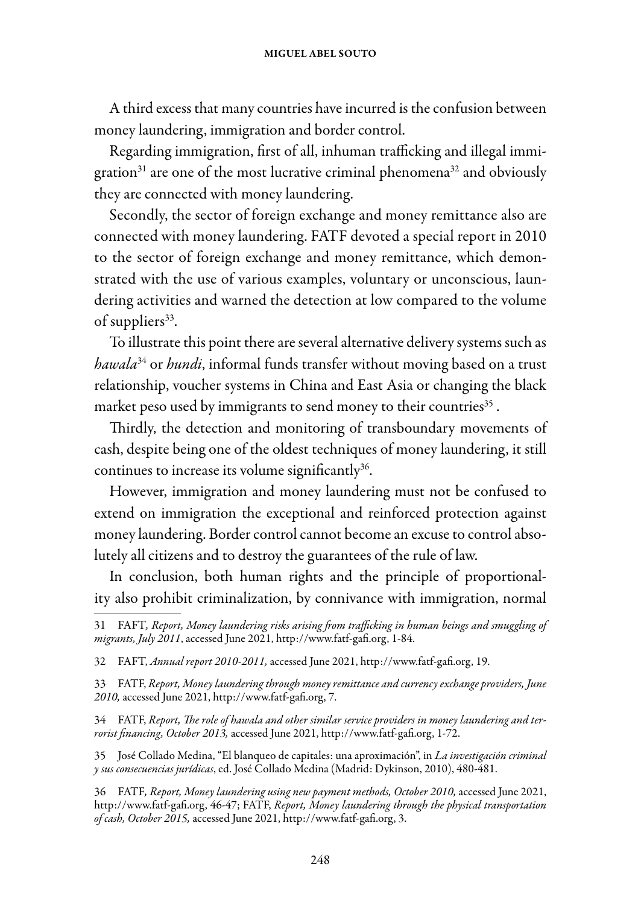A third excess that many countries have incurred is the confusion between money laundering, immigration and border control.

Regarding immigration, first of all, inhuman trafficking and illegal immigration[31] are one of the most lucrative criminal phenomena[32] and obviously they are connected with money laundering.

Secondly, the sector of foreign exchange and money remittance also are connected with money laundering. FATF devoted a special report in 2010 to the sector of foreign exchange and money remittance, which demonstrated with the use of various examples, voluntary or unconscious, laundering activities and warned the detection at low compared to the volume of suppliers[33].

To illustrate this point there are several alternative delivery systems such as *hawala*[34] or *hundi*, informal funds transfer without moving based on a trust relationship, voucher systems in China and East Asia or changing the black market peso used by immigrants to send money to their countries[35] .

Thirdly, the detection and monitoring of transboundary movements of cash, despite being one of the oldest techniques of money laundering, it still continues to increase its volume significantly[36].

However, immigration and money laundering must not be confused to extend on immigration the exceptional and reinforced protection against money laundering. Border control cannot become an excuse to control absolutely all citizens and to destroy the guarantees of the rule of law.

In conclusion, both human rights and the principle of proportionality also prohibit criminalization, by connivance with immigration, normal

---

31 FAFT*, Report, Money laundering risks arising from trafficking in human beings and smuggling of migrants, July 2011*, accessed June 2021, http://www.fatf-gafi.org, 1-84.

32 FAFT, *Annual report 2010-2011,* accessed June 2021, http://www.fatf-gafi.org, 19.

33 FATF, *Report, Money laundering through money remittance and currency exchange providers, June 2010,* accessed June 2021, http://www.fatf-gafi.org, 7.

34 FATF, *Report, The role of hawala and other similar service providers in money laundering and terrorist financing, October 2013,* accessed June 2021, http://www.fatf-gafi.org, 1-72.

35 José Collado Medina, "El blanqueo de capitales: una aproximación", in *La investigación criminal y sus consecuencias jurídicas*, ed. José Collado Medina (Madrid: Dykinson, 2010), 480-481.

36 FATF*, Report, Money laundering using new payment methods, October 2010,* accessed June 2021, http://www.fatf-gafi.org, 46-47; FATF, *Report, Money laundering through the physical transportation of cash, October 2015,* accessed June 2021, http://www.fatf-gafi.org, 3.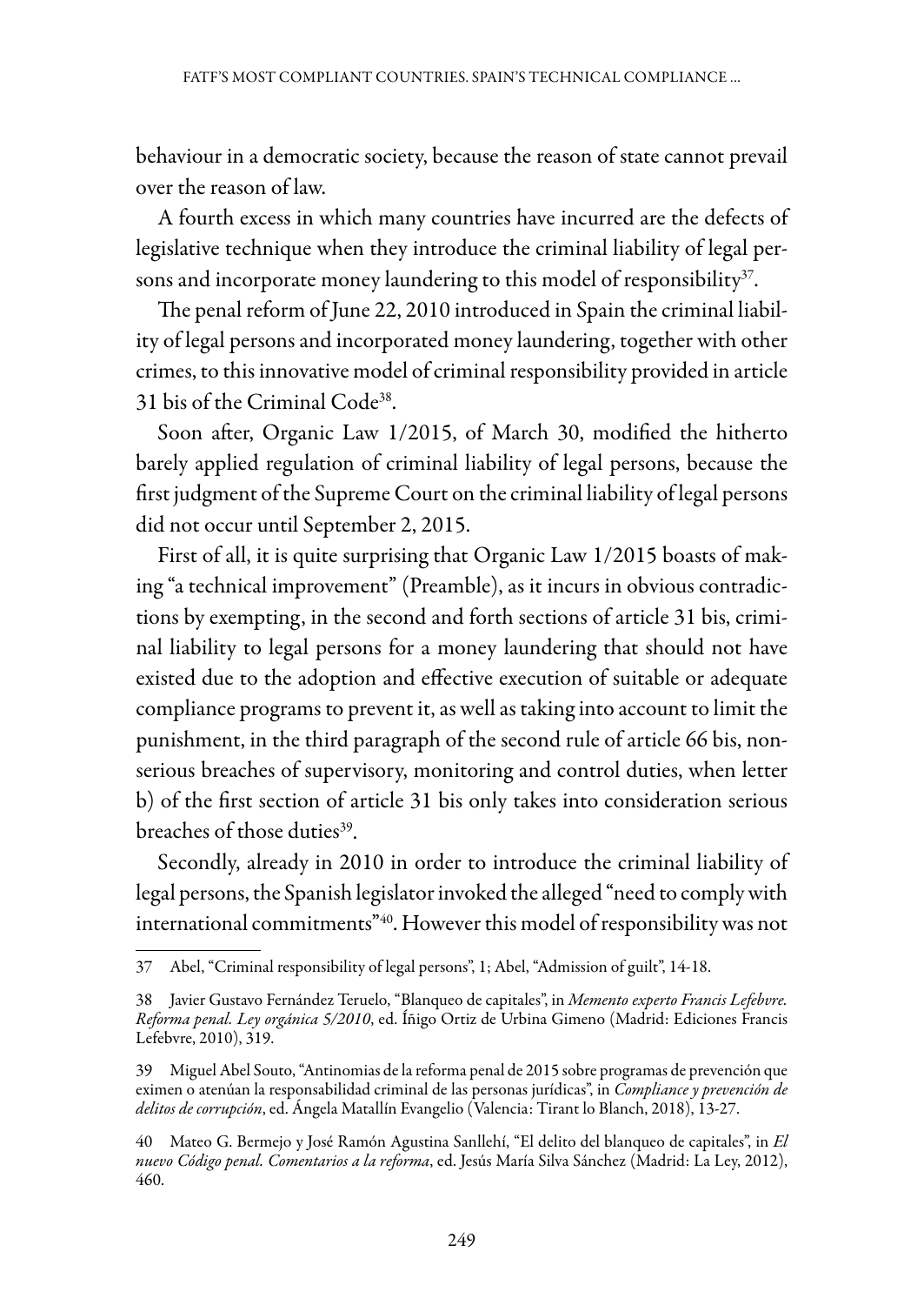behaviour in a democratic society, because the reason of state cannot prevail over the reason of law.

A fourth excess in which many countries have incurred are the defects of legislative technique when they introduce the criminal liability of legal persons and incorporate money laundering to this model of responsibility[37].

The penal reform of June 22, 2010 introduced in Spain the criminal liability of legal persons and incorporated money laundering, together with other crimes, to this innovative model of criminal responsibility provided in article 31 bis of the Criminal Code[38].

Soon after, Organic Law 1/2015, of March 30, modified the hitherto barely applied regulation of criminal liability of legal persons, because the first judgment of the Supreme Court on the criminal liability of legal persons did not occur until September 2, 2015.

First of all, it is quite surprising that Organic Law 1/2015 boasts of making "a technical improvement" (Preamble), as it incurs in obvious contradictions by exempting, in the second and forth sections of article 31 bis, criminal liability to legal persons for a money laundering that should not have existed due to the adoption and effective execution of suitable or adequate compliance programs to prevent it, as well as taking into account to limit the punishment, in the third paragraph of the second rule of article 66 bis, non-serious breaches of supervisory, monitoring and control duties, when letter b) of the first section of article 31 bis only takes into consideration serious breaches of those duties[39].

Secondly, already in 2010 in order to introduce the criminal liability of legal persons, the Spanish legislator invoked the alleged "need to comply with international commitments"[40]. However this model of responsibility was not

---

37 Abel, "Criminal responsibility of legal persons", 1; Abel, "Admission of guilt", 14-18.

38 Javier Gustavo Fernández Teruelo, "Blanqueo de capitales", in *Memento experto Francis Lefebvre. Reforma penal. Ley orgánica 5/2010*, ed. Íñigo Ortiz de Urbina Gimeno (Madrid: Ediciones Francis Lefebvre, 2010), 319.

39 Miguel Abel Souto, "Antinomias de la reforma penal de 2015 sobre programas de prevención que eximen o atenúan la responsabilidad criminal de las personas jurídicas", in *Compliance y prevención de delitos de corrupción*, ed. Ángela Matallín Evangelio (Valencia: Tirant lo Blanch, 2018), 13-27.

40 Mateo G. Bermejo y José Ramón Agustina Sanllehí, "El delito del blanqueo de capitales", in *El nuevo Código penal. Comentarios a la reforma*, ed. Jesús María Silva Sánchez (Madrid: La Ley, 2012), 460.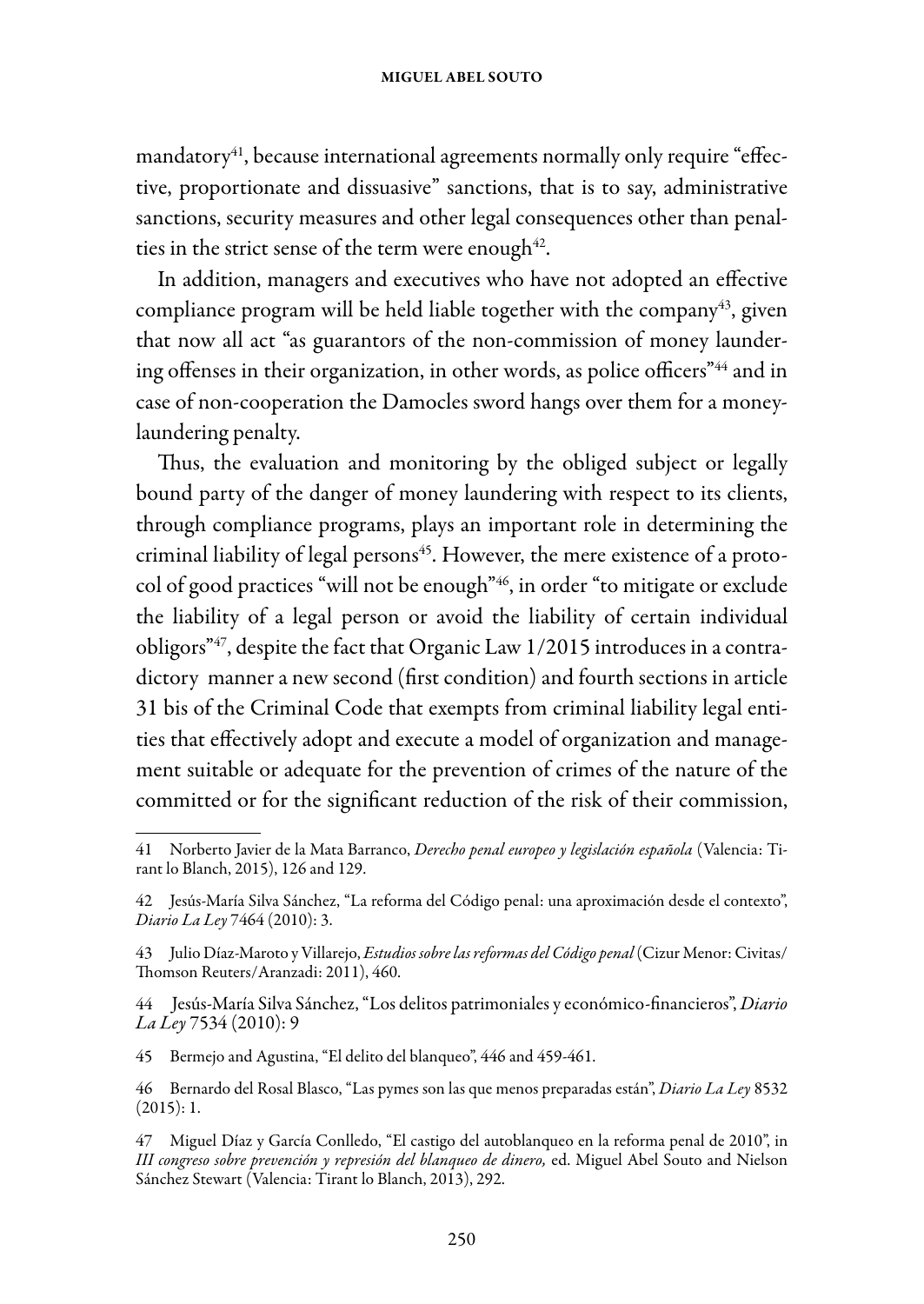mandatory[41], because international agreements normally only require "effective, proportionate and dissuasive" sanctions, that is to say, administrative sanctions, security measures and other legal consequences other than penalties in the strict sense of the term were enough[42].

In addition, managers and executives who have not adopted an effective compliance program will be held liable together with the company[43], given that now all act "as guarantors of the non-commission of money laundering offenses in their organization, in other words, as police officers"[44] and in case of non-cooperation the Damocles sword hangs over them for a money-laundering penalty.

Thus, the evaluation and monitoring by the obliged subject or legally bound party of the danger of money laundering with respect to its clients, through compliance programs, plays an important role in determining the criminal liability of legal persons[45]. However, the mere existence of a protocol of good practices "will not be enough"[46], in order "to mitigate or exclude the liability of a legal person or avoid the liability of certain individual obligors"[47], despite the fact that Organic Law 1/2015 introduces in a contradictory manner a new second (first condition) and fourth sections in article 31 bis of the Criminal Code that exempts from criminal liability legal entities that effectively adopt and execute a model of organization and management suitable or adequate for the prevention of crimes of the nature of the committed or for the significant reduction of the risk of their commission,

---

41 Norberto Javier de la Mata Barranco, *Derecho penal europeo y legislación española* (Valencia: Tirant lo Blanch, 2015), 126 and 129.

42 Jesús-María Silva Sánchez, "La reforma del Código penal: una aproximación desde el contexto", *Diario La Ley* 7464 (2010): 3.

43 Julio Díaz-Maroto y Villarejo, *Estudios sobre las reformas del Código penal* (Cizur Menor: Civitas/Thomson Reuters/Aranzadi: 2011), 460.

44 Jesús-María Silva Sánchez, "Los delitos patrimoniales y económico-financieros", *Diario La Ley* 7534 (2010): 9

45 Bermejo and Agustina, "El delito del blanqueo", 446 and 459-461.

46 Bernardo del Rosal Blasco, "Las pymes son las que menos preparadas están", *Diario La Ley* 8532 (2015): 1.

47 Miguel Díaz y García Conlledo, "El castigo del autoblanqueo en la reforma penal de 2010", in *III congreso sobre prevención y represión del blanqueo de dinero,* ed. Miguel Abel Souto and Nielson Sánchez Stewart (Valencia: Tirant lo Blanch, 2013), 292.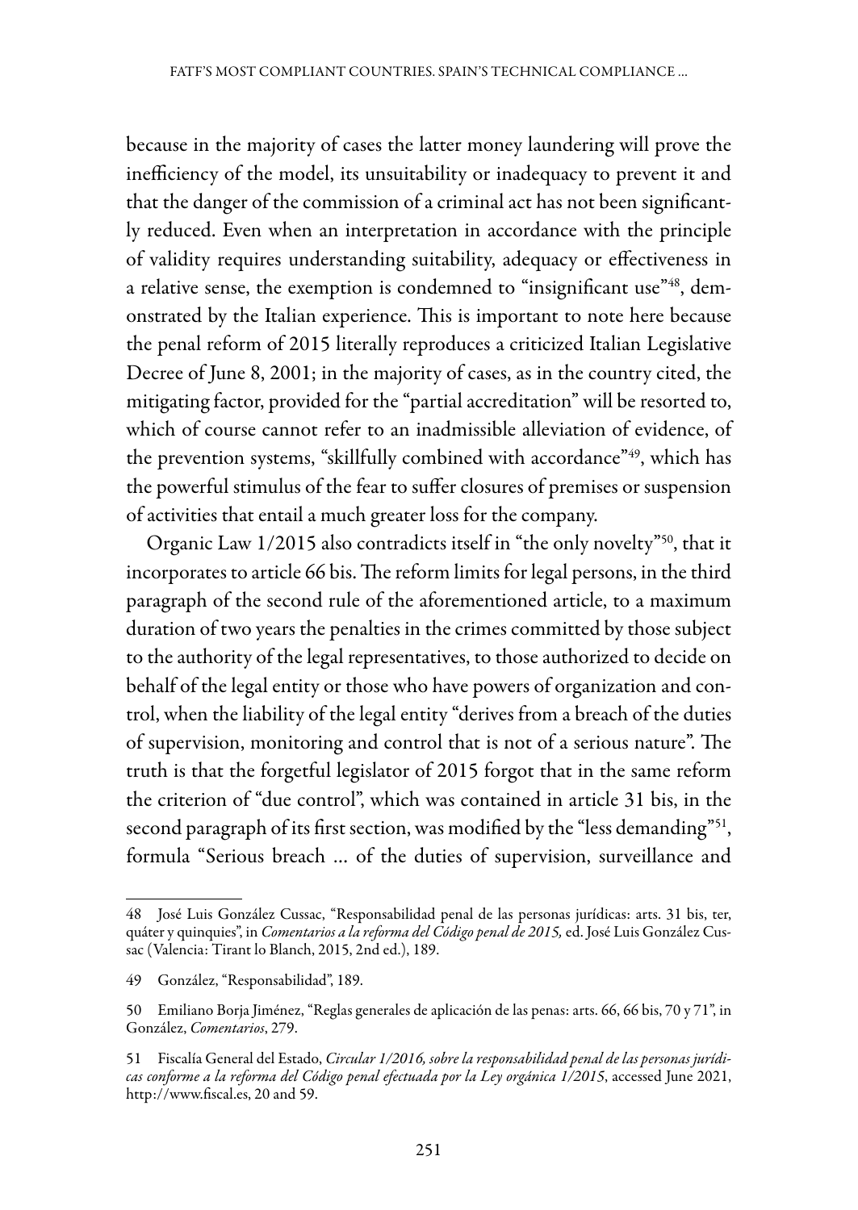because in the majority of cases the latter money laundering will prove the inefficiency of the model, its unsuitability or inadequacy to prevent it and that the danger of the commission of a criminal act has not been significantly reduced. Even when an interpretation in accordance with the principle of validity requires understanding suitability, adequacy or effectiveness in a relative sense, the exemption is condemned to "insignificant use"[48], demonstrated by the Italian experience. This is important to note here because the penal reform of 2015 literally reproduces a criticized Italian Legislative Decree of June 8, 2001; in the majority of cases, as in the country cited, the mitigating factor, provided for the "partial accreditation" will be resorted to, which of course cannot refer to an inadmissible alleviation of evidence, of the prevention systems, "skillfully combined with accordance"[49], which has the powerful stimulus of the fear to suffer closures of premises or suspension of activities that entail a much greater loss for the company.

Organic Law 1/2015 also contradicts itself in "the only novelty"[50], that it incorporates to article 66 bis. The reform limits for legal persons, in the third paragraph of the second rule of the aforementioned article, to a maximum duration of two years the penalties in the crimes committed by those subject to the authority of the legal representatives, to those authorized to decide on behalf of the legal entity or those who have powers of organization and control, when the liability of the legal entity "derives from a breach of the duties of supervision, monitoring and control that is not of a serious nature". The truth is that the forgetful legislator of 2015 forgot that in the same reform the criterion of "due control", which was contained in article 31 bis, in the second paragraph of its first section, was modified by the "less demanding"[51], formula "Serious breach ... of the duties of supervision, surveillance and

---

48 José Luis González Cussac, "Responsabilidad penal de las personas jurídicas: arts. 31 bis, ter, quáter y quinquies", in *Comentarios a la reforma del Código penal de 2015,* ed. José Luis González Cussac (Valencia: Tirant lo Blanch, 2015, 2nd ed.), 189.

49 González, "Responsabilidad", 189.

50 Emiliano Borja Jiménez, "Reglas generales de aplicación de las penas: arts. 66, 66 bis, 70 y 71", in González, *Comentarios*, 279.

51 Fiscalía General del Estado, *Circular 1/2016, sobre la responsabilidad penal de las personas jurídicas conforme a la reforma del Código penal efectuada por la Ley orgánica 1/2015*, accessed June 2021, http://www.fiscal.es, 20 and 59.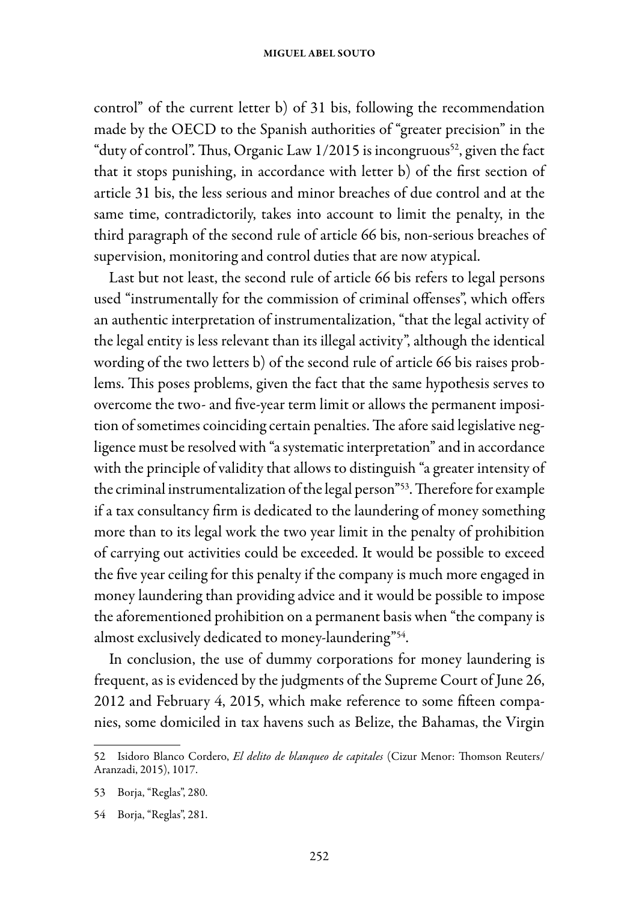control" of the current letter b) of 31 bis, following the recommendation made by the OECD to the Spanish authorities of "greater precision" in the "duty of control". Thus, Organic Law 1/2015 is incongruous[52], given the fact that it stops punishing, in accordance with letter b) of the first section of article 31 bis, the less serious and minor breaches of due control and at the same time, contradictorily, takes into account to limit the penalty, in the third paragraph of the second rule of article 66 bis, non-serious breaches of supervision, monitoring and control duties that are now atypical.

Last but not least, the second rule of article 66 bis refers to legal persons used "instrumentally for the commission of criminal offenses", which offers an authentic interpretation of instrumentalization, "that the legal activity of the legal entity is less relevant than its illegal activity", although the identical wording of the two letters b) of the second rule of article 66 bis raises problems. This poses problems, given the fact that the same hypothesis serves to overcome the two- and five-year term limit or allows the permanent imposition of sometimes coinciding certain penalties. The afore said legislative negligence must be resolved with "a systematic interpretation" and in accordance with the principle of validity that allows to distinguish "a greater intensity of the criminal instrumentalization of the legal person"[53]. Therefore for example if a tax consultancy firm is dedicated to the laundering of money something more than to its legal work the two year limit in the penalty of prohibition of carrying out activities could be exceeded. It would be possible to exceed the five year ceiling for this penalty if the company is much more engaged in money laundering than providing advice and it would be possible to impose the aforementioned prohibition on a permanent basis when "the company is almost exclusively dedicated to money-laundering"[54].

In conclusion, the use of dummy corporations for money laundering is frequent, as is evidenced by the judgments of the Supreme Court of June 26, 2012 and February 4, 2015, which make reference to some fifteen companies, some domiciled in tax havens such as Belize, the Bahamas, the Virgin

---

52 Isidoro Blanco Cordero, *El delito de blanqueo de capitales* (Cizur Menor: Thomson Reuters/ Aranzadi, 2015), 1017.

53 Borja, "Reglas", 280.

54 Borja, "Reglas", 281.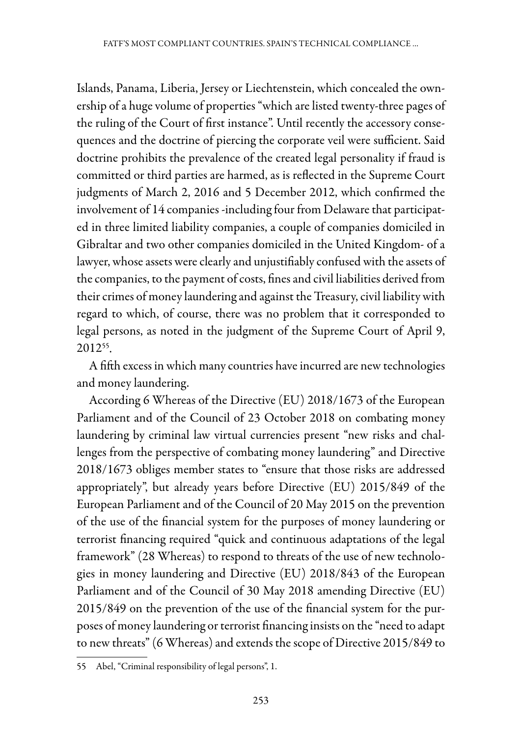Islands, Panama, Liberia, Jersey or Liechtenstein, which concealed the ownership of a huge volume of properties "which are listed twenty-three pages of the ruling of the Court of first instance". Until recently the accessory consequences and the doctrine of piercing the corporate veil were sufficient. Said doctrine prohibits the prevalence of the created legal personality if fraud is committed or third parties are harmed, as is reflected in the Supreme Court judgments of March 2, 2016 and 5 December 2012, which confirmed the involvement of 14 companies -including four from Delaware that participated in three limited liability companies, a couple of companies domiciled in Gibraltar and two other companies domiciled in the United Kingdom- of a lawyer, whose assets were clearly and unjustifiably confused with the assets of the companies, to the payment of costs, fines and civil liabilities derived from their crimes of money laundering and against the Treasury, civil liability with regard to which, of course, there was no problem that it corresponded to legal persons, as noted in the judgment of the Supreme Court of April 9, 2012[55].

A fifth excess in which many countries have incurred are new technologies and money laundering.

According 6 Whereas of the Directive (EU) 2018/1673 of the European Parliament and of the Council of 23 October 2018 on combating money laundering by criminal law virtual currencies present "new risks and challenges from the perspective of combating money laundering" and Directive 2018/1673 obliges member states to "ensure that those risks are addressed appropriately", but already years before Directive (EU) 2015/849 of the European Parliament and of the Council of 20 May 2015 on the prevention of the use of the financial system for the purposes of money laundering or terrorist financing required "quick and continuous adaptations of the legal framework" (28 Whereas) to respond to threats of the use of new technologies in money laundering and Directive (EU) 2018/843 of the European Parliament and of the Council of 30 May 2018 amending Directive (EU) 2015/849 on the prevention of the use of the financial system for the purposes of money laundering or terrorist financing insists on the "need to adapt to new threats" (6 Whereas) and extends the scope of Directive 2015/849 to

---

55 Abel, "Criminal responsibility of legal persons", 1.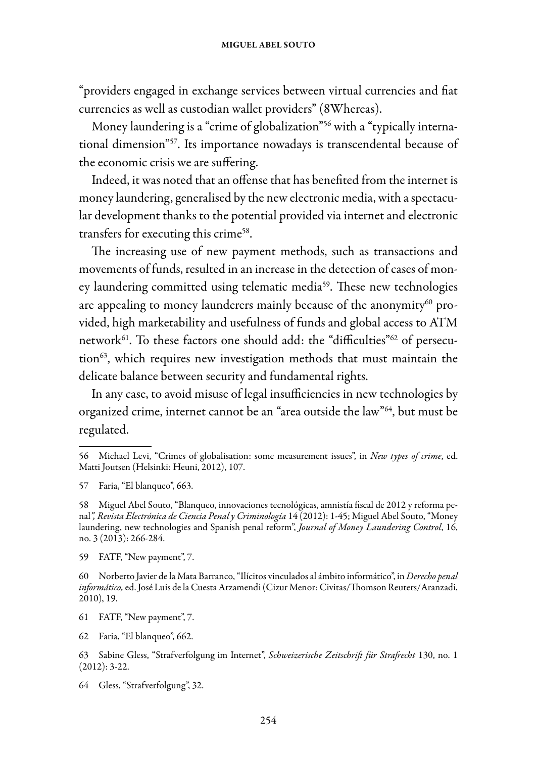"providers engaged in exchange services between virtual currencies and fiat currencies as well as custodian wallet providers" (8Whereas).

Money laundering is a "crime of globalization"[56] with a "typically international dimension"[57]. Its importance nowadays is transcendental because of the economic crisis we are suffering.

Indeed, it was noted that an offense that has benefited from the internet is money laundering, generalised by the new electronic media, with a spectacular development thanks to the potential provided via internet and electronic transfers for executing this crime[58].

The increasing use of new payment methods, such as transactions and movements of funds, resulted in an increase in the detection of cases of money laundering committed using telematic media[59]. These new technologies are appealing to money launderers mainly because of the anonymity[60] provided, high marketability and usefulness of funds and global access to ATM network[61]. To these factors one should add: the "difficulties"[62] of persecution[63], which requires new investigation methods that must maintain the delicate balance between security and fundamental rights.

In any case, to avoid misuse of legal insufficiencies in new technologies by organized crime, internet cannot be an "area outside the law"[64], but must be regulated.

---

56 Michael Levi, "Crimes of globalisation: some measurement issues", in *New types of crime*, ed. Matti Joutsen (Helsinki: Heuni, 2012), 107.

57 Faria, "El blanqueo", 663.

58 Miguel Abel Souto, "Blanqueo, innovaciones tecnológicas, amnistía fiscal de 2012 y reforma penal*", Revista Electrónica de Ciencia Penal y Criminología* 14 (2012): 1-45; Miguel Abel Souto, "Money laundering, new technologies and Spanish penal reform", *Journal of Money Laundering Control*, 16, no. 3 (2013): 266-284.

59 FATF, "New payment", 7.

60 Norberto Javier de la Mata Barranco, "Ilícitos vinculados al ámbito informático", in *Derecho penal informático,* ed. José Luis de la Cuesta Arzamendi (Cizur Menor: Civitas/Thomson Reuters/Aranzadi, 2010), 19.

61 FATF, "New payment", 7.

62 Faria, "El blanqueo", 662.

63 Sabine Gless, "Strafverfolgung im Internet", *Schweizerische Zeitschrift für Strafrecht* 130, no. 1 (2012): 3-22.

64 Gless, "Strafverfolgung", 32.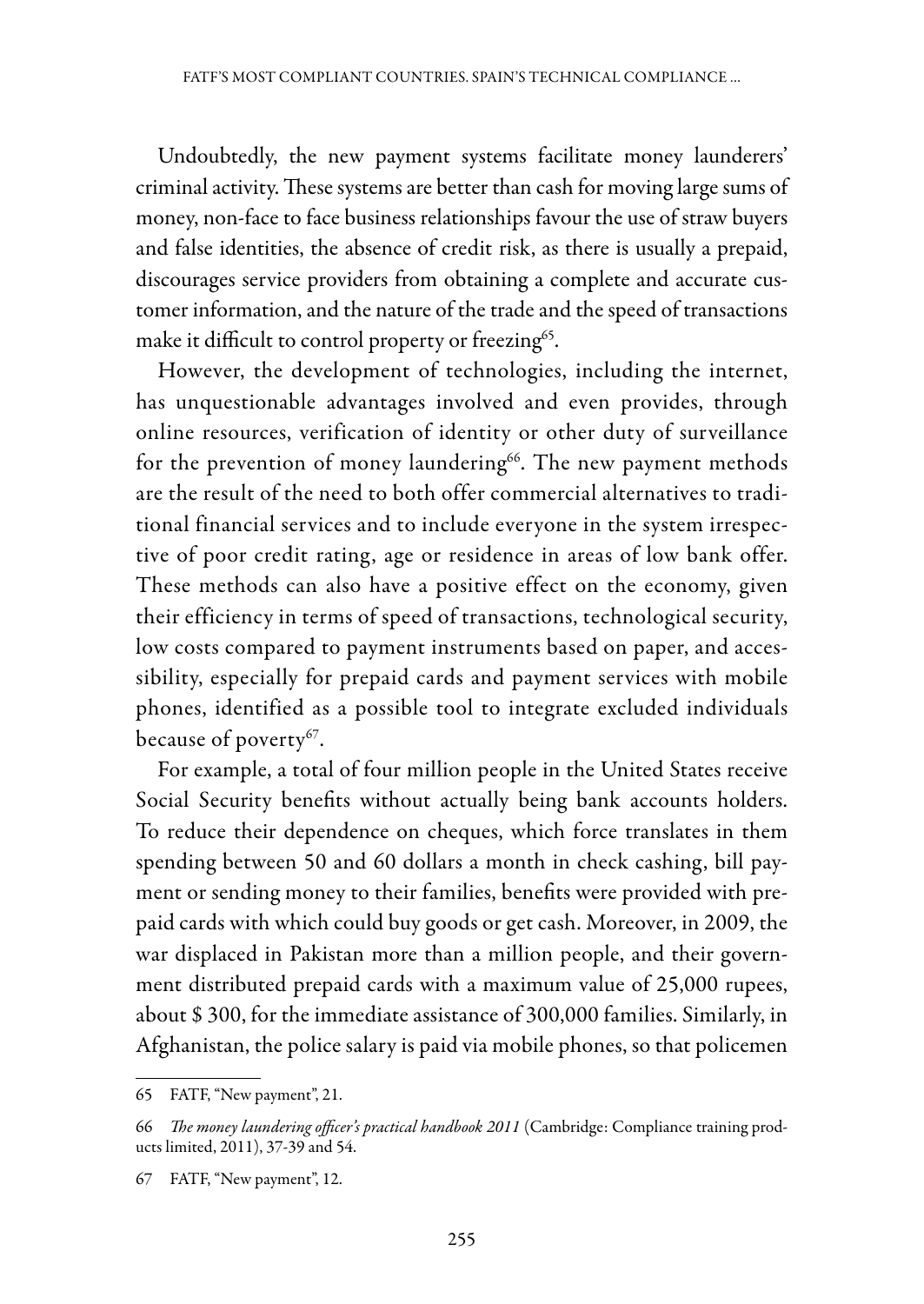Undoubtedly, the new payment systems facilitate money launderers' criminal activity. These systems are better than cash for moving large sums of money, non-face to face business relationships favour the use of straw buyers and false identities, the absence of credit risk, as there is usually a prepaid, discourages service providers from obtaining a complete and accurate customer information, and the nature of the trade and the speed of transactions make it difficult to control property or freezing[65].

However, the development of technologies, including the internet, has unquestionable advantages involved and even provides, through online resources, verification of identity or other duty of surveillance for the prevention of money laundering[66]. The new payment methods are the result of the need to both offer commercial alternatives to traditional financial services and to include everyone in the system irrespective of poor credit rating, age or residence in areas of low bank offer. These methods can also have a positive effect on the economy, given their efficiency in terms of speed of transactions, technological security, low costs compared to payment instruments based on paper, and accessibility, especially for prepaid cards and payment services with mobile phones, identified as a possible tool to integrate excluded individuals because of poverty[67].

For example, a total of four million people in the United States receive Social Security benefits without actually being bank accounts holders. To reduce their dependence on cheques, which force translates in them spending between 50 and 60 dollars a month in check cashing, bill payment or sending money to their families, benefits were provided with prepaid cards with which could buy goods or get cash. Moreover, in 2009, the war displaced in Pakistan more than a million people, and their government distributed prepaid cards with a maximum value of 25,000 rupees, about $ 300, for the immediate assistance of 300,000 families. Similarly, in Afghanistan, the police salary is paid via mobile phones, so that policemen

---

65 FATF, "New payment", 21.

66 *The money laundering officer's practical handbook 2011* (Cambridge: Compliance training products limited, 2011), 37-39 and 54.

67 FATF, "New payment", 12.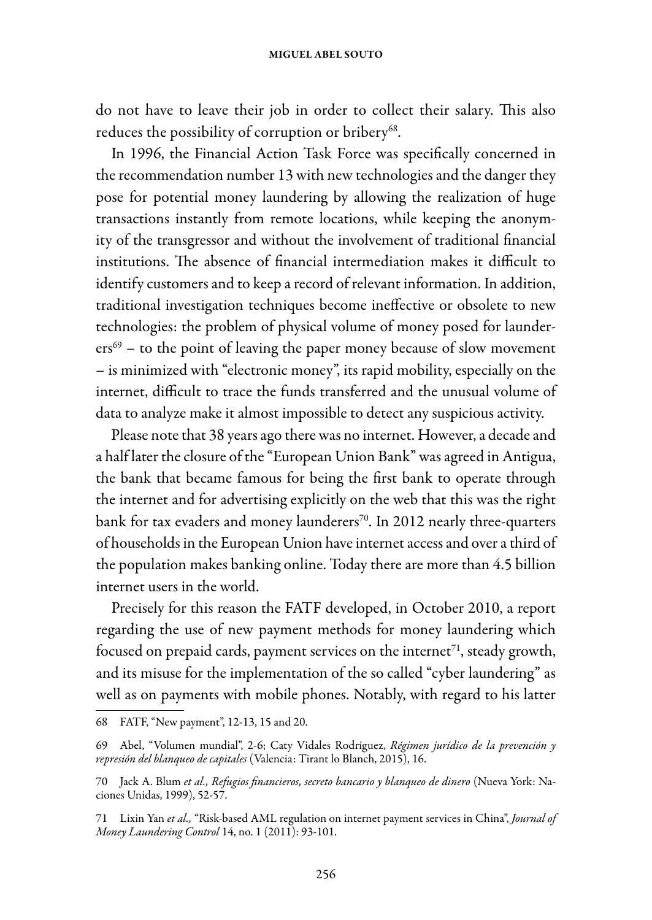do not have to leave their job in order to collect their salary. This also reduces the possibility of corruption or bribery[68].

In 1996, the Financial Action Task Force was specifically concerned in the recommendation number 13 with new technologies and the danger they pose for potential money laundering by allowing the realization of huge transactions instantly from remote locations, while keeping the anonymity of the transgressor and without the involvement of traditional financial institutions. The absence of financial intermediation makes it difficult to identify customers and to keep a record of relevant information. In addition, traditional investigation techniques become ineffective or obsolete to new technologies: the problem of physical volume of money posed for launderers[69] – to the point of leaving the paper money because of slow movement – is minimized with "electronic money", its rapid mobility, especially on the internet, difficult to trace the funds transferred and the unusual volume of data to analyze make it almost impossible to detect any suspicious activity.

Please note that 38 years ago there was no internet. However, a decade and a half later the closure of the "European Union Bank" was agreed in Antigua, the bank that became famous for being the first bank to operate through the internet and for advertising explicitly on the web that this was the right bank for tax evaders and money launderers[70]. In 2012 nearly three-quarters of households in the European Union have internet access and over a third of the population makes banking online. Today there are more than 4.5 billion internet users in the world.

Precisely for this reason the FATF developed, in October 2010, a report regarding the use of new payment methods for money laundering which focused on prepaid cards, payment services on the internet[71], steady growth, and its misuse for the implementation of the so called "cyber laundering" as well as on payments with mobile phones. Notably, with regard to his latter

---

68 FATF, "New payment", 12-13, 15 and 20.

69 Abel, "Volumen mundial", 2-6; Caty Vidales Rodríguez, *Régimen jurídico de la prevención y represión del blanqueo de capitales* (Valencia: Tirant lo Blanch, 2015), 16.

70 Jack A. Blum *et al., Refugios financieros, secreto bancario y blanqueo de dinero* (Nueva York: Naciones Unidas, 1999), 52-57.

71 Lixin Yan *et al.,* "Risk-based AML regulation on internet payment services in China", *Journal of Money Laundering Control* 14, no. 1 (2011): 93-101.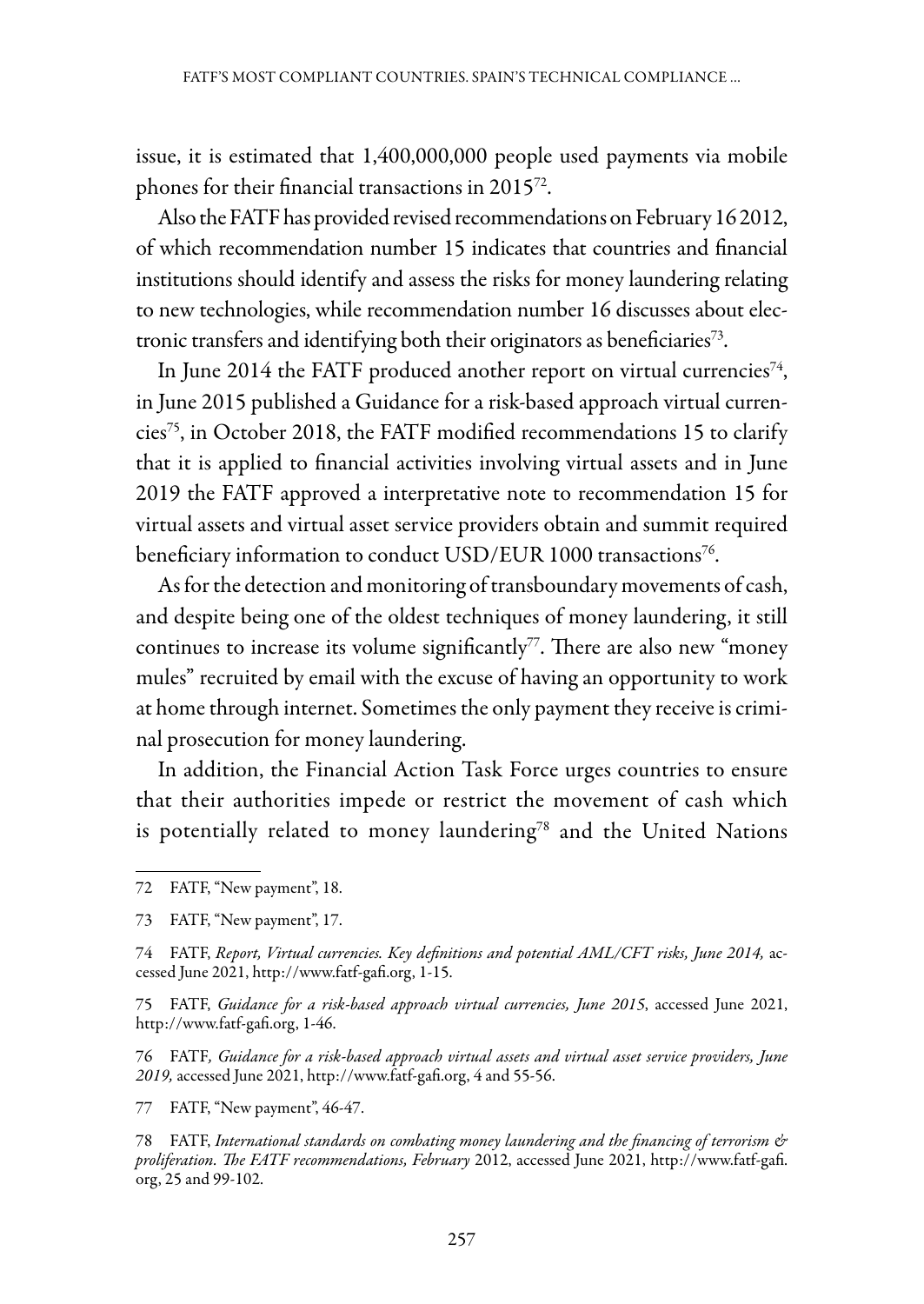issue, it is estimated that 1,400,000,000 people used payments via mobile phones for their financial transactions in 2015[72].

Also the FATF has provided revised recommendations on February 16 2012, of which recommendation number 15 indicates that countries and financial institutions should identify and assess the risks for money laundering relating to new technologies, while recommendation number 16 discusses about electronic transfers and identifying both their originators as beneficiaries[73].

In June 2014 the FATF produced another report on virtual currencies[74], in June 2015 published a Guidance for a risk-based approach virtual currencies[75], in October 2018, the FATF modified recommendations 15 to clarify that it is applied to financial activities involving virtual assets and in June 2019 the FATF approved a interpretative note to recommendation 15 for virtual assets and virtual asset service providers obtain and summit required beneficiary information to conduct USD/EUR 1000 transactions[76].

As for the detection and monitoring of transboundary movements of cash, and despite being one of the oldest techniques of money laundering, it still continues to increase its volume significantly[77]. There are also new "money mules" recruited by email with the excuse of having an opportunity to work at home through internet. Sometimes the only payment they receive is criminal prosecution for money laundering.

In addition, the Financial Action Task Force urges countries to ensure that their authorities impede or restrict the movement of cash which is potentially related to money laundering[78] and the United Nations

---

72 FATF, "New payment", 18.

73 FATF, "New payment", 17.

74 FATF, *Report, Virtual currencies. Key definitions and potential AML/CFT risks, June 2014,* accessed June 2021, http://www.fatf-gafi.org, 1-15.

75 FATF, *Guidance for a risk-based approach virtual currencies, June 2015*, accessed June 2021, http://www.fatf-gafi.org, 1-46.

76 FATF*, Guidance for a risk-based approach virtual assets and virtual asset service providers, June 2019,* accessed June 2021, http://www.fatf-gafi.org, 4 and 55-56.

77 FATF, "New payment", 46-47.

78 FATF, *International standards on combating money laundering and the financing of terrorism & proliferation. The FATF recommendations, February* 2012, accessed June 2021, http://www.fatf-gafi.org, 25 and 99-102.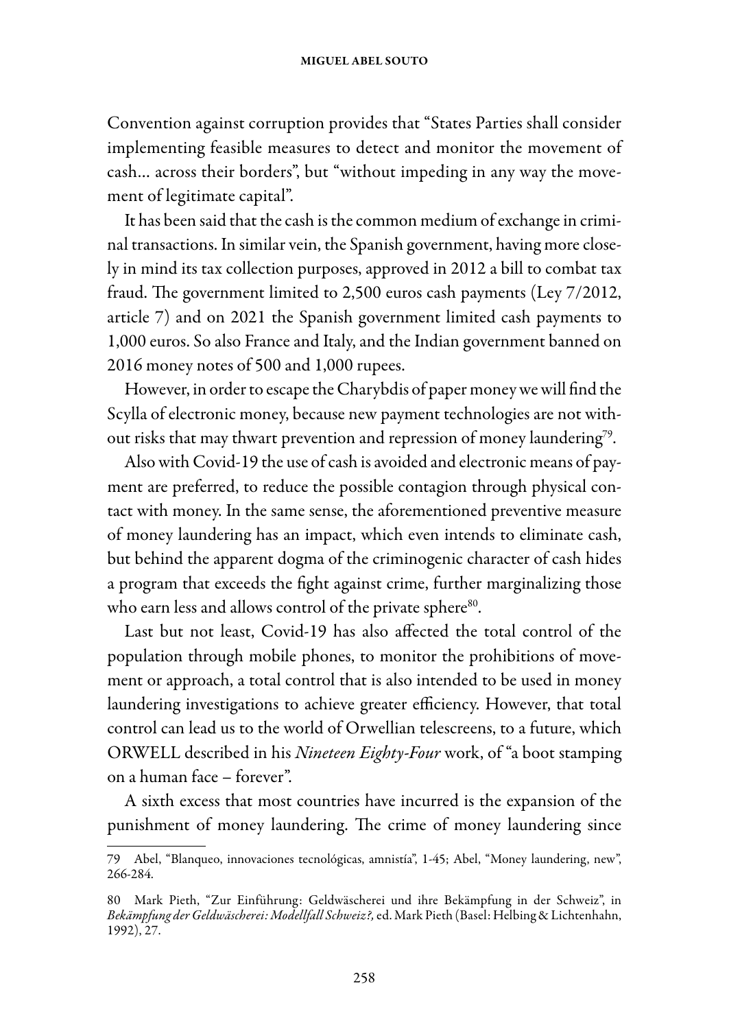Convention against corruption provides that "States Parties shall consider implementing feasible measures to detect and monitor the movement of cash… across their borders", but "without impeding in any way the movement of legitimate capital".

It has been said that the cash is the common medium of exchange in criminal transactions. In similar vein, the Spanish government, having more closely in mind its tax collection purposes, approved in 2012 a bill to combat tax fraud. The government limited to 2,500 euros cash payments (Ley 7/2012, article 7) and on 2021 the Spanish government limited cash payments to 1,000 euros. So also France and Italy, and the Indian government banned on 2016 money notes of 500 and 1,000 rupees.

However, in order to escape the Charybdis of paper money we will find the Scylla of electronic money, because new payment technologies are not without risks that may thwart prevention and repression of money laundering[79].

Also with Covid-19 the use of cash is avoided and electronic means of payment are preferred, to reduce the possible contagion through physical contact with money. In the same sense, the aforementioned preventive measure of money laundering has an impact, which even intends to eliminate cash, but behind the apparent dogma of the criminogenic character of cash hides a program that exceeds the fight against crime, further marginalizing those who earn less and allows control of the private sphere[80].

Last but not least, Covid-19 has also affected the total control of the population through mobile phones, to monitor the prohibitions of movement or approach, a total control that is also intended to be used in money laundering investigations to achieve greater efficiency. However, that total control can lead us to the world of Orwellian telescreens, to a future, which ORWELL described in his *Nineteen Eighty-Four* work, of "a boot stamping on a human face – forever".

A sixth excess that most countries have incurred is the expansion of the punishment of money laundering. The crime of money laundering since

---

79 Abel, "Blanqueo, innovaciones tecnológicas, amnistía", 1-45; Abel, "Money laundering, new", 266-284.

80 Mark Pieth, "Zur Einführung: Geldwäscherei und ihre Bekämpfung in der Schweiz", in *Bekämpfung der Geldwäscherei: Modellfall Schweiz?,* ed. Mark Pieth (Basel: Helbing & Lichtenhahn, 1992), 27.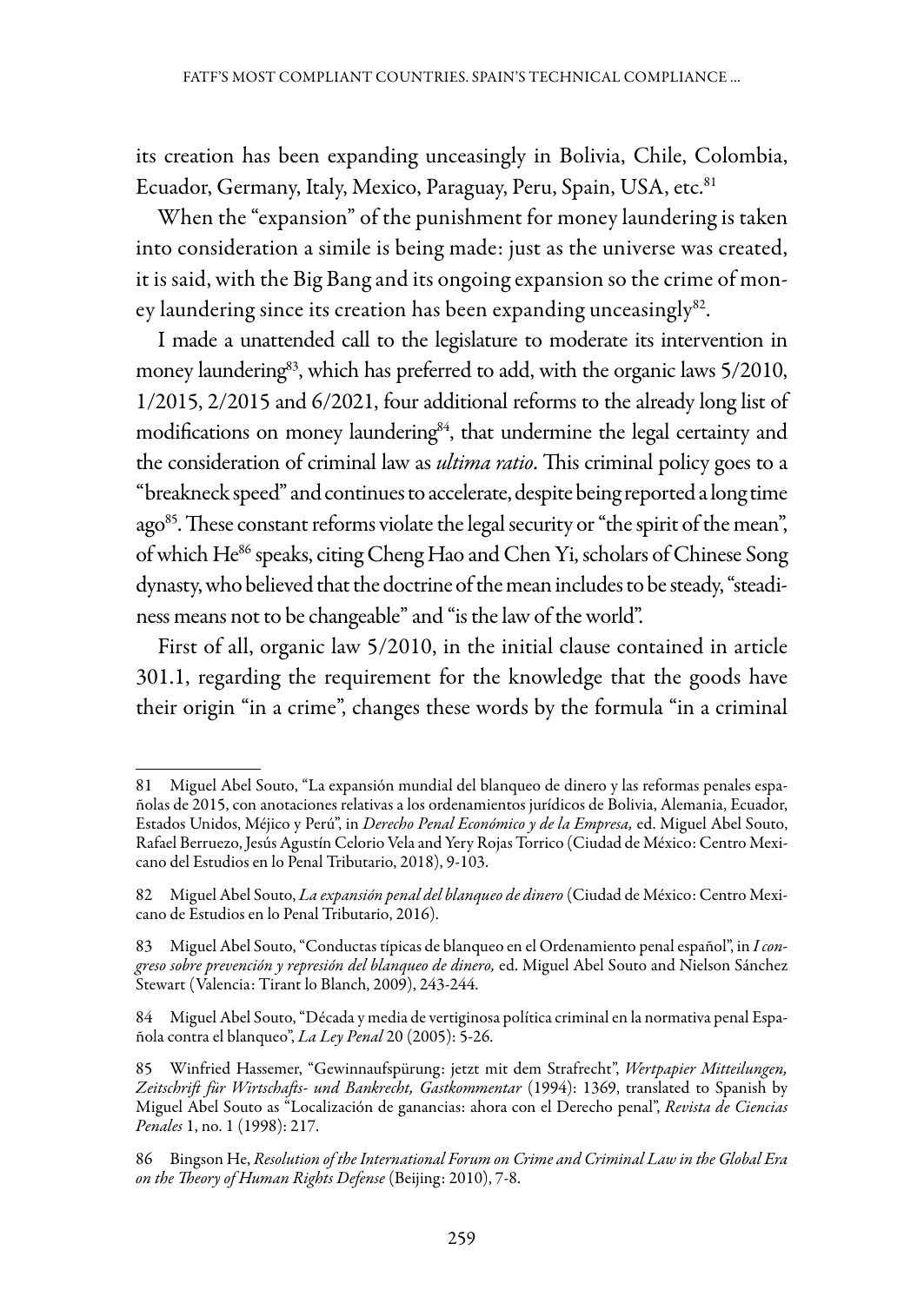its creation has been expanding unceasingly in Bolivia, Chile, Colombia, Ecuador, Germany, Italy, Mexico, Paraguay, Peru, Spain, USA, etc.[81]

When the "expansion" of the punishment for money laundering is taken into consideration a simile is being made: just as the universe was created, it is said, with the Big Bang and its ongoing expansion so the crime of money laundering since its creation has been expanding unceasingly[82].

I made a unattended call to the legislature to moderate its intervention in money laundering[83], which has preferred to add, with the organic laws 5/2010, 1/2015, 2/2015 and 6/2021, four additional reforms to the already long list of modifications on money laundering[84], that undermine the legal certainty and the consideration of criminal law as *ultima ratio*. This criminal policy goes to a "breakneck speed" and continues to accelerate, despite being reported a long time ago[85]. These constant reforms violate the legal security or "the spirit of the mean", of which He[86] speaks, citing Cheng Hao and Chen Yi, scholars of Chinese Song dynasty, who believed that the doctrine of the mean includes to be steady, "steadiness means not to be changeable" and "is the law of the world".

First of all, organic law 5/2010, in the initial clause contained in article 301.1, regarding the requirement for the knowledge that the goods have their origin "in a crime", changes these words by the formula "in a criminal

---

81 Miguel Abel Souto, "La expansión mundial del blanqueo de dinero y las reformas penales españolas de 2015, con anotaciones relativas a los ordenamientos jurídicos de Bolivia, Alemania, Ecuador, Estados Unidos, Méjico y Perú", in *Derecho Penal Económico y de la Empresa,* ed. Miguel Abel Souto, Rafael Berruezo, Jesús Agustín Celorio Vela and Yery Rojas Torrico (Ciudad de México: Centro Mexicano del Estudios en lo Penal Tributario, 2018), 9-103.

82 Miguel Abel Souto, *La expansión penal del blanqueo de dinero* (Ciudad de México: Centro Mexicano de Estudios en lo Penal Tributario, 2016).

83 Miguel Abel Souto, "Conductas típicas de blanqueo en el Ordenamiento penal español", in *I congreso sobre prevención y represión del blanqueo de dinero,* ed. Miguel Abel Souto and Nielson Sánchez Stewart (Valencia: Tirant lo Blanch, 2009), 243-244.

84 Miguel Abel Souto, "Década y media de vertiginosa política criminal en la normativa penal Española contra el blanqueo", *La Ley Penal* 20 (2005): 5-26.

85 Winfried Hassemer, "Gewinnaufspürung: jetzt mit dem Strafrecht", *Wertpapier Mitteilungen, Zeitschrift für Wirtschafts- und Bankrecht, Gastkommentar* (1994): 1369, translated to Spanish by Miguel Abel Souto as "Localización de ganancias: ahora con el Derecho penal", *Revista de Ciencias Penales* 1, no. 1 (1998): 217.

86 Bingson He, *Resolution of the International Forum on Crime and Criminal Law in the Global Era on the Theory of Human Rights Defense* (Beijing: 2010), 7-8.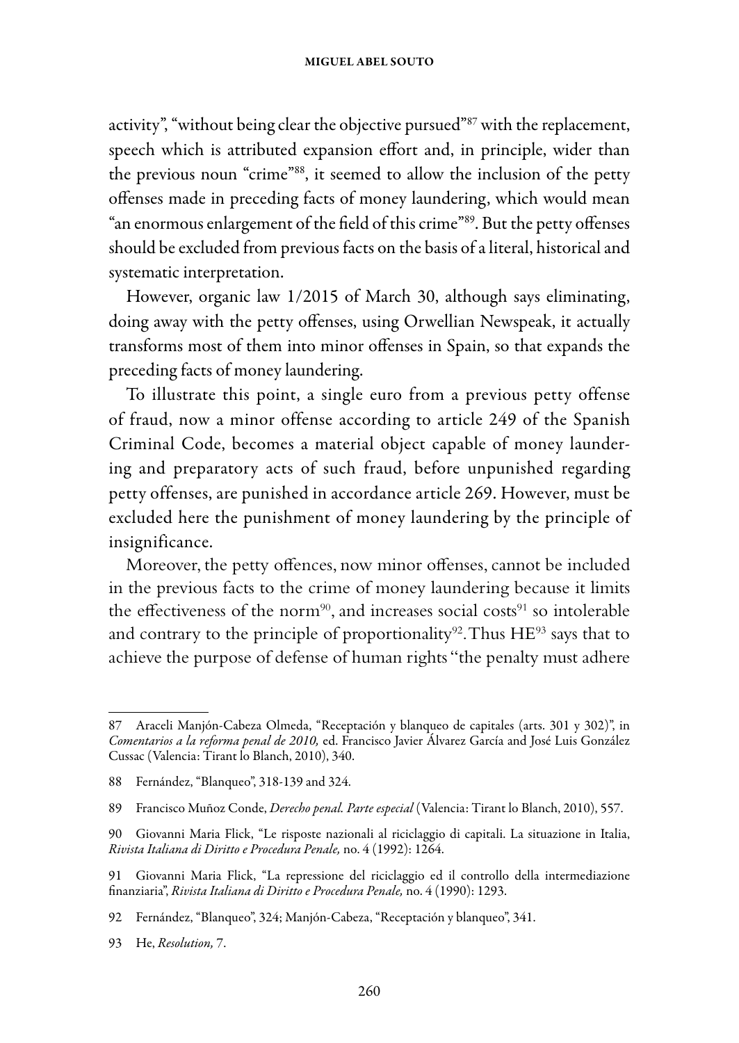activity", "without being clear the objective pursued"[87] with the replacement, speech which is attributed expansion effort and, in principle, wider than the previous noun "crime"[88], it seemed to allow the inclusion of the petty offenses made in preceding facts of money laundering, which would mean "an enormous enlargement of the field of this crime"[89]. But the petty offenses should be excluded from previous facts on the basis of a literal, historical and systematic interpretation.

However, organic law 1/2015 of March 30, although says eliminating, doing away with the petty offenses, using Orwellian Newspeak, it actually transforms most of them into minor offenses in Spain, so that expands the preceding facts of money laundering.

To illustrate this point, a single euro from a previous petty offense of fraud, now a minor offense according to article 249 of the Spanish Criminal Code, becomes a material object capable of money laundering and preparatory acts of such fraud, before unpunished regarding petty offenses, are punished in accordance article 269. However, must be excluded here the punishment of money laundering by the principle of insignificance.

Moreover, the petty offences, now minor offenses, cannot be included in the previous facts to the crime of money laundering because it limits the effectiveness of the norm[90], and increases social costs[91] so intolerable and contrary to the principle of proportionality[92]. Thus HE[93] says that to achieve the purpose of defense of human rights "the penalty must adhere

---

87 Araceli Manjón-Cabeza Olmeda, "Receptación y blanqueo de capitales (arts. 301 y 302)", in *Comentarios a la reforma penal de 2010,* ed. Francisco Javier Álvarez García and José Luis González Cussac (Valencia: Tirant lo Blanch, 2010), 340.

88 Fernández, "Blanqueo", 318-139 and 324.

89 Francisco Muñoz Conde, *Derecho penal. Parte especial* (Valencia: Tirant lo Blanch, 2010), 557.

90 Giovanni Maria Flick, "Le risposte nazionali al riciclaggio di capitali. La situazione in Italia, *Rivista Italiana di Diritto e Procedura Penale,* no. 4 (1992): 1264.

91 Giovanni Maria Flick, "La repressione del riciclaggio ed il controllo della intermediazione finanziaria", *Rivista Italiana di Diritto e Procedura Penale,* no. 4 (1990): 1293.

92 Fernández, "Blanqueo", 324; Manjón-Cabeza, "Receptación y blanqueo", 341.

93 He, *Resolution,* 7.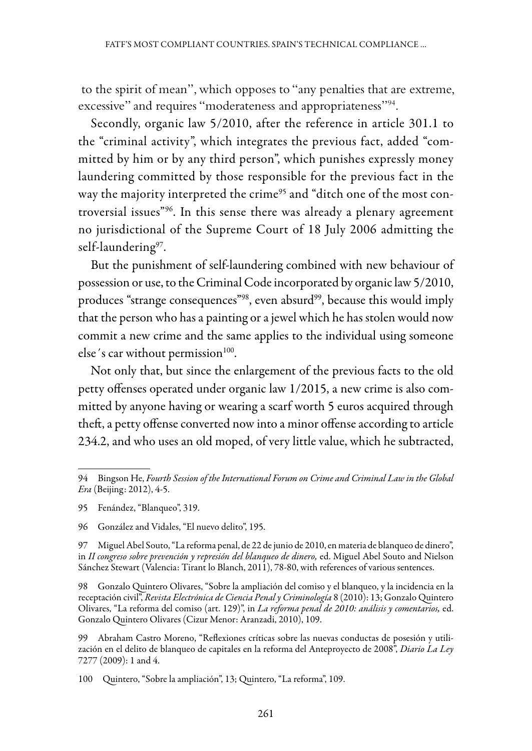to the spirit of mean'', which opposes to ''any penalties that are extreme, excessive'' and requires ''moderateness and appropriateness''[94].

Secondly, organic law 5/2010, after the reference in article 301.1 to the "criminal activity", which integrates the previous fact, added "committed by him or by any third person", which punishes expressly money laundering committed by those responsible for the previous fact in the way the majority interpreted the crime[95] and "ditch one of the most controversial issues"[96]. In this sense there was already a plenary agreement no jurisdictional of the Supreme Court of 18 July 2006 admitting the self-laundering[97].

But the punishment of self-laundering combined with new behaviour of possession or use, to the Criminal Code incorporated by organic law 5/2010, produces "strange consequences"[98], even absurd[99], because this would imply that the person who has a painting or a jewel which he has stolen would now commit a new crime and the same applies to the individual using someone else´s car without permission[100].

Not only that, but since the enlargement of the previous facts to the old petty offenses operated under organic law 1/2015, a new crime is also committed by anyone having or wearing a scarf worth 5 euros acquired through theft, a petty offense converted now into a minor offense according to article 234.2, and who uses an old moped, of very little value, which he subtracted,

---

94 Bingson He, *Fourth Session of the International Forum on Crime and Criminal Law in the Global Era* (Beijing: 2012), 4-5.

95 Fenández, "Blanqueo", 319.

96 González and Vidales, "El nuevo delito", 195.

97 Miguel Abel Souto, "La reforma penal, de 22 de junio de 2010, en materia de blanqueo de dinero", in *II congreso sobre prevención y represión del blanqueo de dinero,* ed. Miguel Abel Souto and Nielson Sánchez Stewart (Valencia: Tirant lo Blanch, 2011), 78-80, with references of various sentences.

98 Gonzalo Quintero Olivares, "Sobre la ampliación del comiso y el blanqueo, y la incidencia en la receptación civil", *Revista Electrónica de Ciencia Penal y Criminología* 8 (2010): 13; Gonzalo Quintero Olivares, "La reforma del comiso (art. 129)", in *La reforma penal de 2010: análisis y comentarios,* ed. Gonzalo Quintero Olivares (Cizur Menor: Aranzadi, 2010), 109.

99 Abraham Castro Moreno, "Reflexiones críticas sobre las nuevas conductas de posesión y utilización en el delito de blanqueo de capitales en la reforma del Anteproyecto de 2008", *Diario La Ley* 7277 (2009): 1 and 4.

100 Quintero, "Sobre la ampliación", 13; Quintero, "La reforma", 109.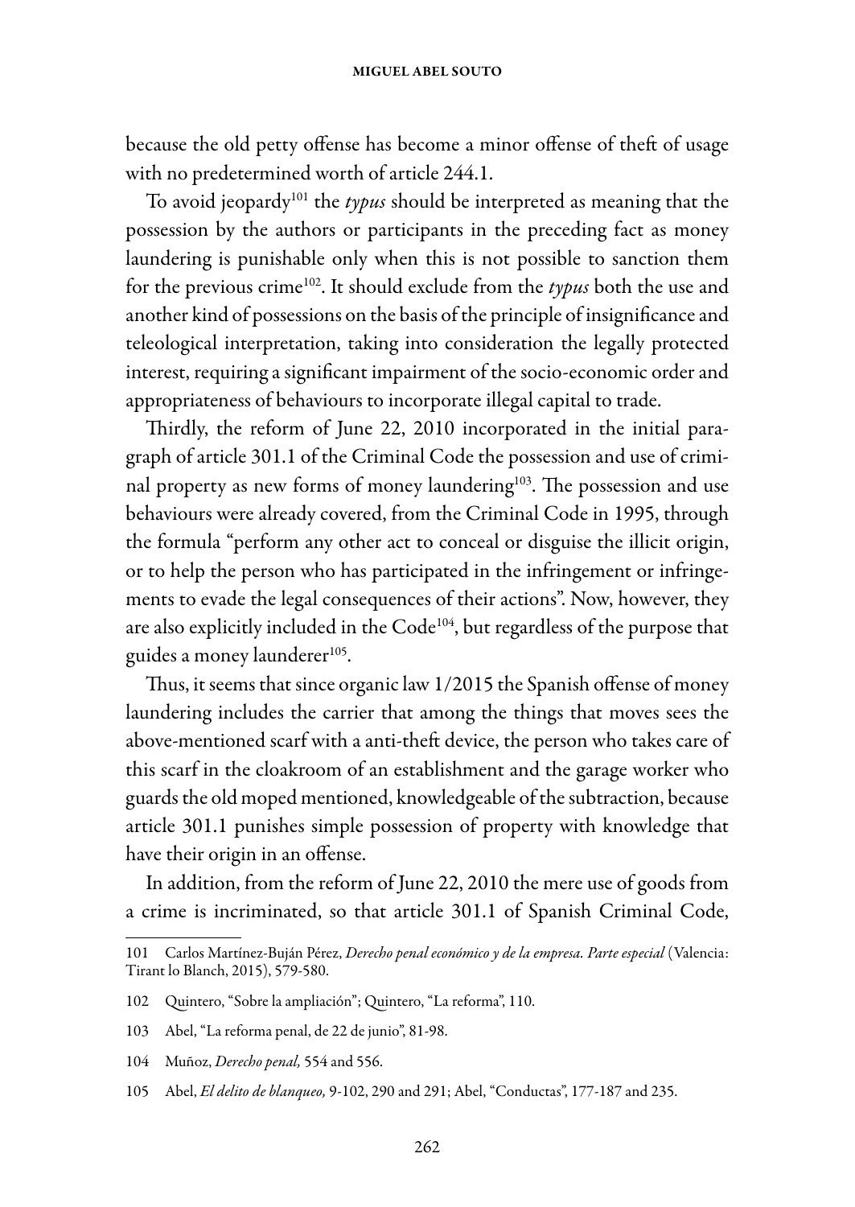because the old petty offense has become a minor offense of theft of usage with no predetermined worth of article 244.1.

To avoid jeopardy[101] the *typus* should be interpreted as meaning that the possession by the authors or participants in the preceding fact as money laundering is punishable only when this is not possible to sanction them for the previous crime[102]. It should exclude from the *typus* both the use and another kind of possessions on the basis of the principle of insignificance and teleological interpretation, taking into consideration the legally protected interest, requiring a significant impairment of the socio-economic order and appropriateness of behaviours to incorporate illegal capital to trade.

Thirdly, the reform of June 22, 2010 incorporated in the initial paragraph of article 301.1 of the Criminal Code the possession and use of criminal property as new forms of money laundering[103]. The possession and use behaviours were already covered, from the Criminal Code in 1995, through the formula "perform any other act to conceal or disguise the illicit origin, or to help the person who has participated in the infringement or infringements to evade the legal consequences of their actions". Now, however, they are also explicitly included in the Code[104], but regardless of the purpose that guides a money launderer[105].

Thus, it seems that since organic law 1/2015 the Spanish offense of money laundering includes the carrier that among the things that moves sees the above-mentioned scarf with a anti-theft device, the person who takes care of this scarf in the cloakroom of an establishment and the garage worker who guards the old moped mentioned, knowledgeable of the subtraction, because article 301.1 punishes simple possession of property with knowledge that have their origin in an offense.

In addition, from the reform of June 22, 2010 the mere use of goods from a crime is incriminated, so that article 301.1 of Spanish Criminal Code,

---

101 Carlos Martínez-Buján Pérez, *Derecho penal económico y de la empresa. Parte especial* (Valencia: Tirant lo Blanch, 2015), 579-580.

102 Quintero, "Sobre la ampliación"; Quintero, "La reforma", 110.

103 Abel, "La reforma penal, de 22 de junio", 81-98.

104 Muñoz, *Derecho penal,* 554 and 556.

105 Abel, *El delito de blanqueo,* 9-102, 290 and 291; Abel, "Conductas", 177-187 and 235.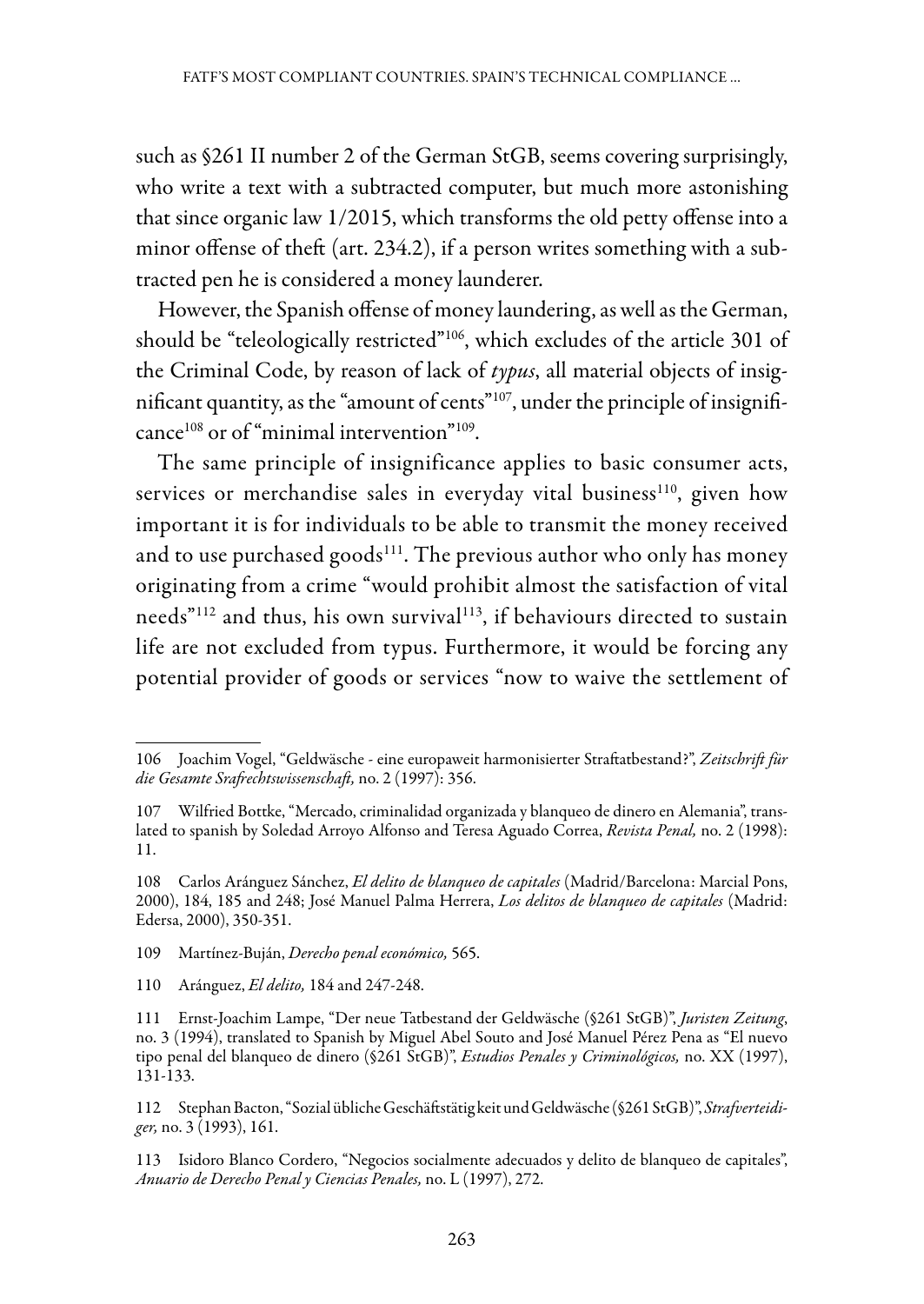such as §261 II number 2 of the German StGB, seems covering surprisingly, who write a text with a subtracted computer, but much more astonishing that since organic law 1/2015, which transforms the old petty offense into a minor offense of theft (art. 234.2), if a person writes something with a subtracted pen he is considered a money launderer.

However, the Spanish offense of money laundering, as well as the German, should be "teleologically restricted"[106], which excludes of the article 301 of the Criminal Code, by reason of lack of *typus*, all material objects of insignificant quantity, as the "amount of cents"[107], under the principle of insignificance[108] or of "minimal intervention"[109].

The same principle of insignificance applies to basic consumer acts, services or merchandise sales in everyday vital business[110], given how important it is for individuals to be able to transmit the money received and to use purchased goods[111]. The previous author who only has money originating from a crime "would prohibit almost the satisfaction of vital needs"[112] and thus, his own survival[113], if behaviours directed to sustain life are not excluded from typus. Furthermore, it would be forcing any potential provider of goods or services "now to waive the settlement of

---

106 Joachim Vogel, "Geldwäsche - eine europaweit harmonisierter Straftatbestand?", *Zeitschrift für die Gesamte Srafrechtswissenschaft,* no. 2 (1997): 356.

107 Wilfried Bottke, "Mercado, criminalidad organizada y blanqueo de dinero en Alemania", translated to spanish by Soledad Arroyo Alfonso and Teresa Aguado Correa, *Revista Penal,* no. 2 (1998): 11.

108 Carlos Aránguez Sánchez, *El delito de blanqueo de capitales* (Madrid/Barcelona: Marcial Pons, 2000), 184, 185 and 248; José Manuel Palma Herrera, *Los delitos de blanqueo de capitales* (Madrid: Edersa, 2000), 350-351.

109 Martínez-Buján, *Derecho penal económico,* 565.

110 Aránguez, *El delito,* 184 and 247-248.

111 Ernst-Joachim Lampe, "Der neue Tatbestand der Geldwäsche (§261 StGB)", *Juristen Zeitung*, no. 3 (1994), translated to Spanish by Miguel Abel Souto and José Manuel Pérez Pena as "El nuevo tipo penal del blanqueo de dinero (§261 StGB)", *Estudios Penales y Criminológicos,* no. XX (1997), 131-133.

112 Stephan Bacton, "Sozial übliche Geschäftstätigkeit und Geldwäsche (§261 StGB)", *Strafverteidiger,* no. 3 (1993), 161.

113 Isidoro Blanco Cordero, "Negocios socialmente adecuados y delito de blanqueo de capitales", *Anuario de Derecho Penal y Ciencias Penales,* no. L (1997), 272.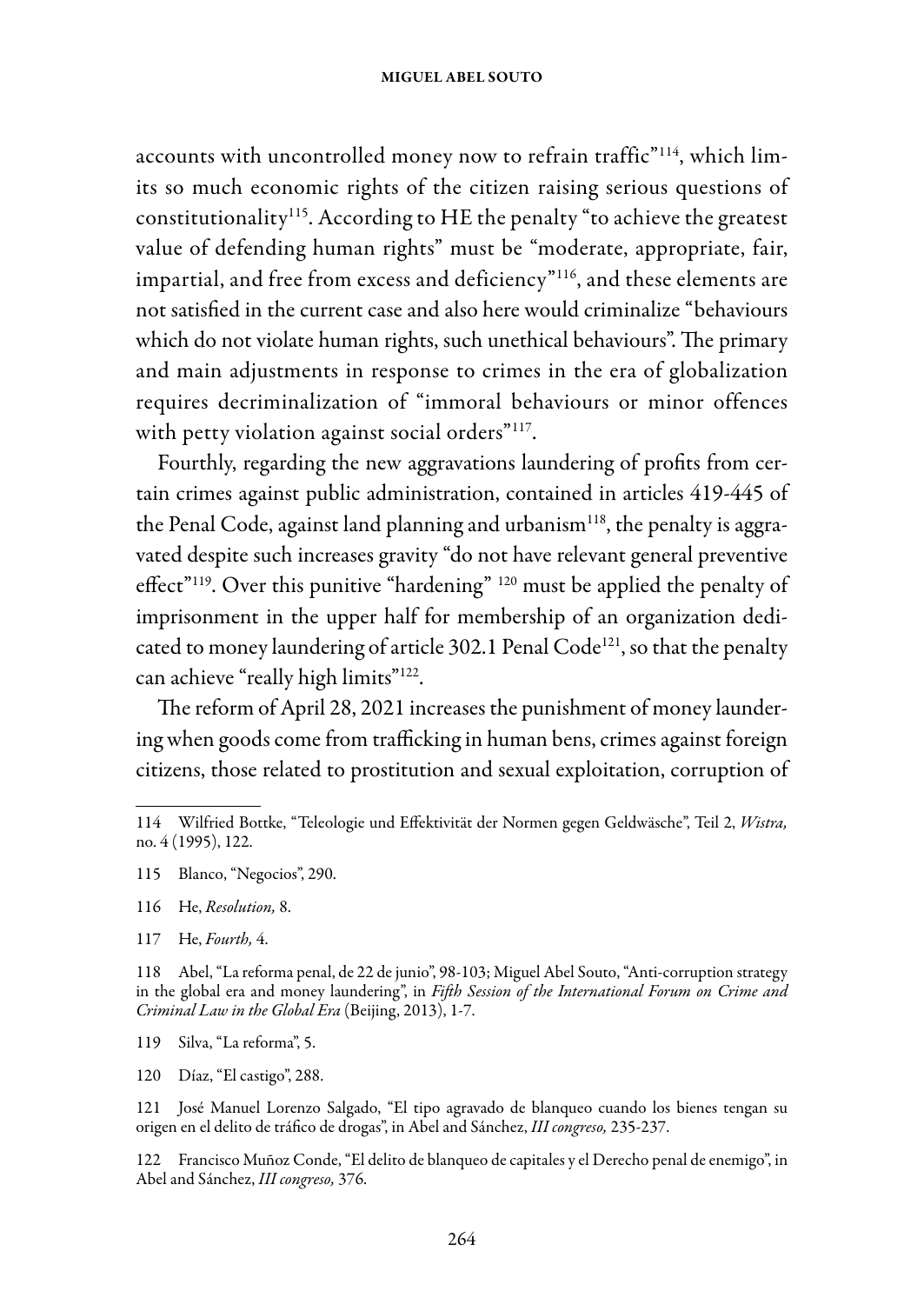accounts with uncontrolled money now to refrain traffic"[114], which limits so much economic rights of the citizen raising serious questions of constitutionality[115]. According to HE the penalty "to achieve the greatest value of defending human rights" must be "moderate, appropriate, fair, impartial, and free from excess and deficiency"[116], and these elements are not satisfied in the current case and also here would criminalize "behaviours which do not violate human rights, such unethical behaviours". The primary and main adjustments in response to crimes in the era of globalization requires decriminalization of "immoral behaviours or minor offences with petty violation against social orders"[117].

Fourthly, regarding the new aggravations laundering of profits from certain crimes against public administration, contained in articles 419-445 of the Penal Code, against land planning and urbanism[118], the penalty is aggravated despite such increases gravity "do not have relevant general preventive effect"[119]. Over this punitive "hardening" [120] must be applied the penalty of imprisonment in the upper half for membership of an organization dedicated to money laundering of article 302.1 Penal Code[121], so that the penalty can achieve "really high limits"[122].

The reform of April 28, 2021 increases the punishment of money laundering when goods come from trafficking in human bens, crimes against foreign citizens, those related to prostitution and sexual exploitation, corruption of

---

114 Wilfried Bottke, "Teleologie und Effektivität der Normen gegen Geldwäsche", Teil 2, *Wistra,* no. 4 (1995), 122.

115 Blanco, "Negocios", 290.

116 He, *Resolution,* 8.

117 He, *Fourth,* 4.

118 Abel, "La reforma penal, de 22 de junio", 98-103; Miguel Abel Souto, "Anti-corruption strategy in the global era and money laundering", in *Fifth Session of the International Forum on Crime and Criminal Law in the Global Era* (Beijing, 2013), 1-7.

119 Silva, "La reforma", 5.

120 Díaz, "El castigo", 288.

121 José Manuel Lorenzo Salgado, "El tipo agravado de blanqueo cuando los bienes tengan su origen en el delito de tráfico de drogas", in Abel and Sánchez, *III congreso,* 235-237.

122 Francisco Muñoz Conde, "El delito de blanqueo de capitales y el Derecho penal de enemigo", in Abel and Sánchez, *III congreso,* 376.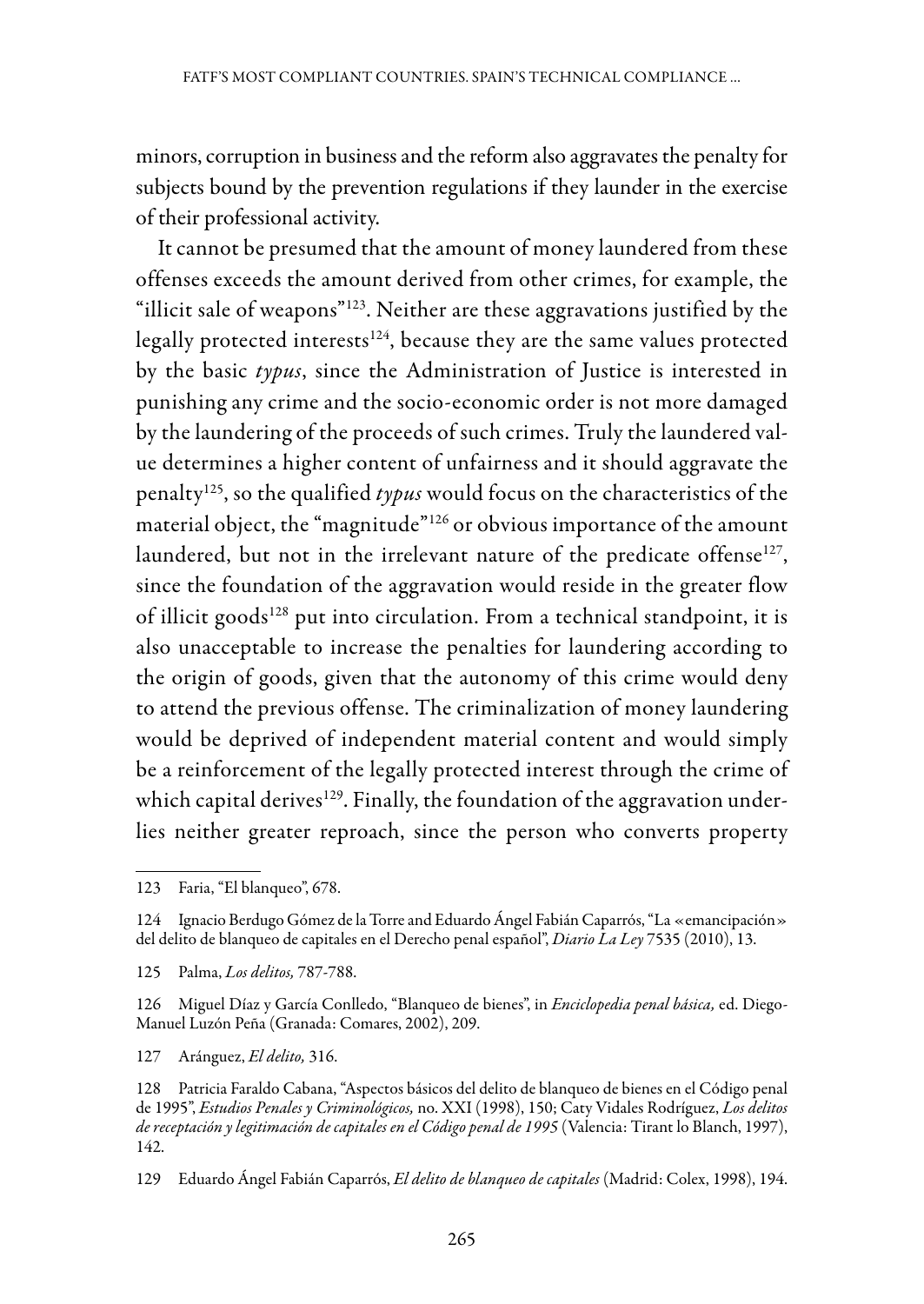minors, corruption in business and the reform also aggravates the penalty for subjects bound by the prevention regulations if they launder in the exercise of their professional activity.

It cannot be presumed that the amount of money laundered from these offenses exceeds the amount derived from other crimes, for example, the "illicit sale of weapons"[123]. Neither are these aggravations justified by the legally protected interests[124], because they are the same values protected by the basic *typus*, since the Administration of Justice is interested in punishing any crime and the socio-economic order is not more damaged by the laundering of the proceeds of such crimes. Truly the laundered value determines a higher content of unfairness and it should aggravate the penalty[125], so the qualified *typus* would focus on the characteristics of the material object, the "magnitude"[126] or obvious importance of the amount laundered, but not in the irrelevant nature of the predicate offense[127], since the foundation of the aggravation would reside in the greater flow of illicit goods[128] put into circulation. From a technical standpoint, it is also unacceptable to increase the penalties for laundering according to the origin of goods, given that the autonomy of this crime would deny to attend the previous offense. The criminalization of money laundering would be deprived of independent material content and would simply be a reinforcement of the legally protected interest through the crime of which capital derives[129]. Finally, the foundation of the aggravation underlies neither greater reproach, since the person who converts property

---

123 Faria, "El blanqueo", 678.

124 Ignacio Berdugo Gómez de la Torre and Eduardo Ángel Fabián Caparrós, "La «emancipación» del delito de blanqueo de capitales en el Derecho penal español", *Diario La Ley* 7535 (2010), 13.

125 Palma, *Los delitos,* 787-788.

126 Miguel Díaz y García Conlledo, "Blanqueo de bienes", in *Enciclopedia penal básica,* ed. Diego-Manuel Luzón Peña (Granada: Comares, 2002), 209.

127 Aránguez, *El delito,* 316.

128 Patricia Faraldo Cabana, "Aspectos básicos del delito de blanqueo de bienes en el Código penal de 1995", *Estudios Penales y Criminológicos,* no. XXI (1998), 150; Caty Vidales Rodríguez, *Los delitos de receptación y legitimación de capitales en el Código penal de 1995* (Valencia: Tirant lo Blanch, 1997), 142.

129 Eduardo Ángel Fabián Caparrós, *El delito de blanqueo de capitales* (Madrid: Colex, 1998), 194.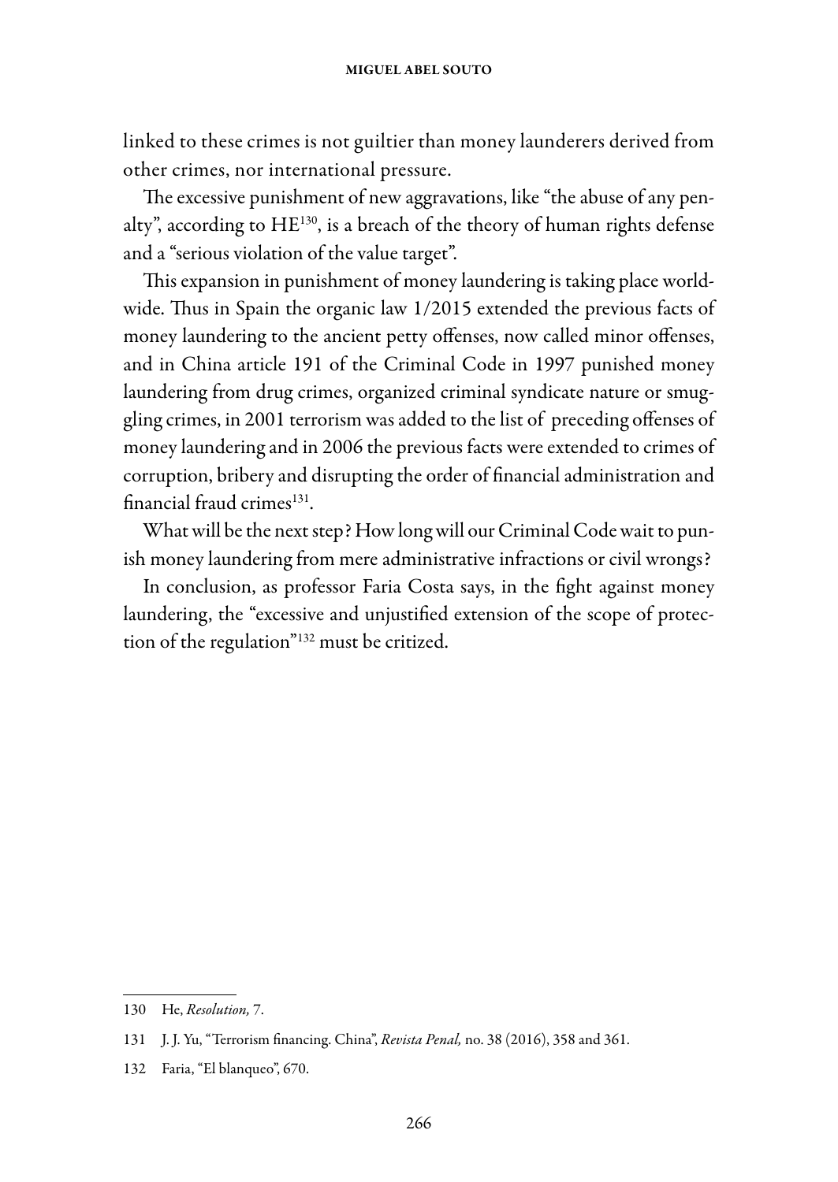linked to these crimes is not guiltier than money launderers derived from other crimes, nor international pressure.

The excessive punishment of new aggravations, like "the abuse of any penalty", according to HE[130], is a breach of the theory of human rights defense and a "serious violation of the value target".

This expansion in punishment of money laundering is taking place worldwide. Thus in Spain the organic law 1/2015 extended the previous facts of money laundering to the ancient petty offenses, now called minor offenses, and in China article 191 of the Criminal Code in 1997 punished money laundering from drug crimes, organized criminal syndicate nature or smuggling crimes, in 2001 terrorism was added to the list of preceding offenses of money laundering and in 2006 the previous facts were extended to crimes of corruption, bribery and disrupting the order of financial administration and financial fraud crimes[131].

What will be the next step? How long will our Criminal Code wait to punish money laundering from mere administrative infractions or civil wrongs?

In conclusion, as professor Faria Costa says, in the fight against money laundering, the "excessive and unjustified extension of the scope of protection of the regulation"[132] must be critized.

---

130 He, *Resolution,* 7.

131 J. J. Yu, "Terrorism financing. China", *Revista Penal,* no. 38 (2016), 358 and 361.

132 Faria, "El blanqueo", 670.